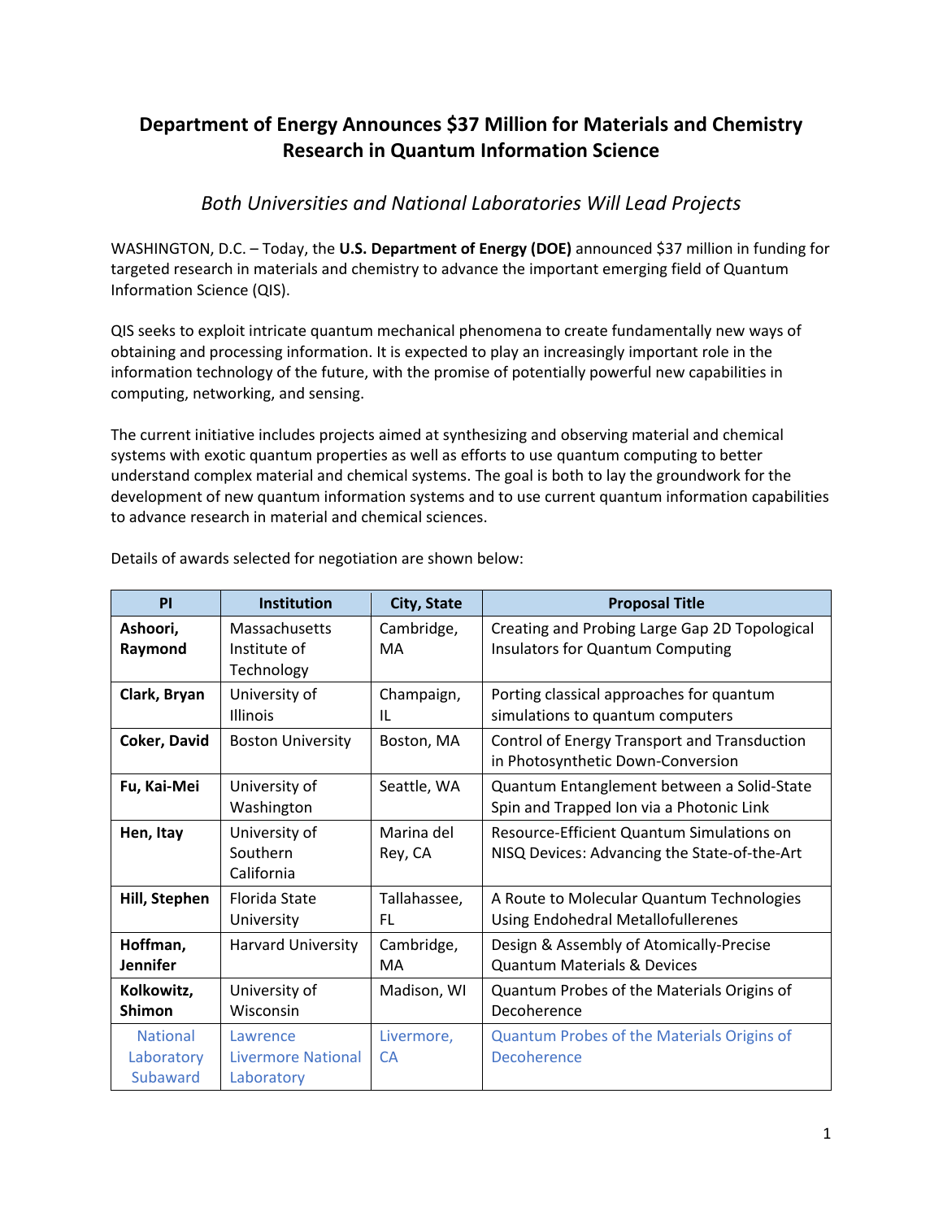# Department of Energy Announces $37 Million for Materials and Chemistry Research in Quantum Information Science

## *Both Universities and National Laboratories Will Lead Projects*

WASHINGTON, D.C. – Today, the **U.S. Department of Energy (DOE)** announced $37 million in funding for targeted research in materials and chemistry to advance the important emerging field of Quantum Information Science (QIS).

QIS seeks to exploit intricate quantum mechanical phenomena to create fundamentally new ways of obtaining and processing information. It is expected to play an increasingly important role in the information technology of the future, with the promise of potentially powerful new capabilities in computing, networking, and sensing.

The current initiative includes projects aimed at synthesizing and observing material and chemical systems with exotic quantum properties as well as efforts to use quantum computing to better understand complex material and chemical systems. The goal is both to lay the groundwork for the development of new quantum information systems and to use current quantum information capabilities to advance research in material and chemical sciences.

Details of awards selected for negotiation are shown below:

| PI | Institution | City, State | Proposal Title |
|---|---|---|---|
| **Ashoori, Raymond** | Massachusetts Institute of Technology | Cambridge, MA | Creating and Probing Large Gap 2D Topological Insulators for Quantum Computing |
| **Clark, Bryan** | University of Illinois | Champaign, IL | Porting classical approaches for quantum simulations to quantum computers |
| **Coker, David** | Boston University | Boston, MA | Control of Energy Transport and Transduction in Photosynthetic Down-Conversion |
| **Fu, Kai-Mei** | University of Washington | Seattle, WA | Quantum Entanglement between a Solid-State Spin and Trapped Ion via a Photonic Link |
| **Hen, Itay** | University of Southern California | Marina del Rey, CA | Resource-Efficient Quantum Simulations on NISQ Devices: Advancing the State-of-the-Art |
| **Hill, Stephen** | Florida State University | Tallahassee, FL | A Route to Molecular Quantum Technologies Using Endohedral Metallofullerenes |
| **Hoffman, Jennifer** | Harvard University | Cambridge, MA | Design & Assembly of Atomically-Precise Quantum Materials & Devices |
| **Kolkowitz, Shimon** | University of Wisconsin | Madison, WI | Quantum Probes of the Materials Origins of Decoherence |
| National Laboratory Subaward | Lawrence Livermore National Laboratory | Livermore, CA | Quantum Probes of the Materials Origins of Decoherence |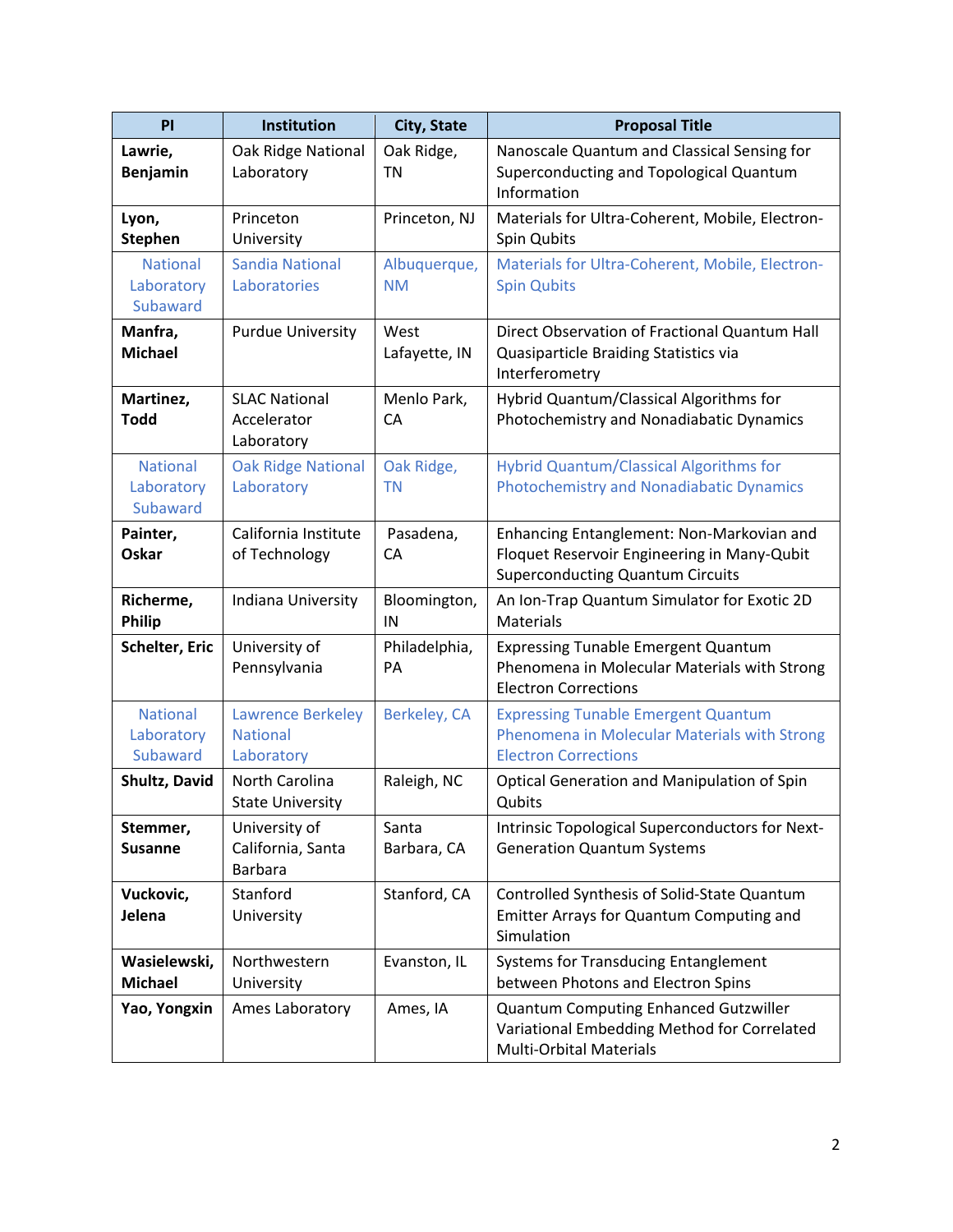| PI | Institution | City, State | Proposal Title |
|---|---|---|---|
| **Lawrie, Benjamin** | Oak Ridge National Laboratory | Oak Ridge, TN | Nanoscale Quantum and Classical Sensing for Superconducting and Topological Quantum Information |
| **Lyon, Stephen** | Princeton University | Princeton, NJ | Materials for Ultra-Coherent, Mobile, Electron-Spin Qubits |
| National Laboratory Subaward | Sandia National Laboratories | Albuquerque, NM | Materials for Ultra-Coherent, Mobile, Electron-Spin Qubits |
| **Manfra, Michael** | Purdue University | West Lafayette, IN | Direct Observation of Fractional Quantum Hall Quasiparticle Braiding Statistics via Interferometry |
| **Martinez, Todd** | SLAC National Accelerator Laboratory | Menlo Park, CA | Hybrid Quantum/Classical Algorithms for Photochemistry and Nonadiabatic Dynamics |
| National Laboratory Subaward | Oak Ridge National Laboratory | Oak Ridge, TN | Hybrid Quantum/Classical Algorithms for Photochemistry and Nonadiabatic Dynamics |
| **Painter, Oskar** | California Institute of Technology | Pasadena, CA | Enhancing Entanglement: Non-Markovian and Floquet Reservoir Engineering in Many-Qubit Superconducting Quantum Circuits |
| **Richerme, Philip** | Indiana University | Bloomington, IN | An Ion-Trap Quantum Simulator for Exotic 2D Materials |
| **Schelter, Eric** | University of Pennsylvania | Philadelphia, PA | Expressing Tunable Emergent Quantum Phenomena in Molecular Materials with Strong Electron Corrections |
| National Laboratory Subaward | Lawrence Berkeley National Laboratory | Berkeley, CA | Expressing Tunable Emergent Quantum Phenomena in Molecular Materials with Strong Electron Corrections |
| **Shultz, David** | North Carolina State University | Raleigh, NC | Optical Generation and Manipulation of Spin Qubits |
| **Stemmer, Susanne** | University of California, Santa Barbara | Santa Barbara, CA | Intrinsic Topological Superconductors for Next-Generation Quantum Systems |
| **Vuckovic, Jelena** | Stanford University | Stanford, CA | Controlled Synthesis of Solid-State Quantum Emitter Arrays for Quantum Computing and Simulation |
| **Wasielewski, Michael** | Northwestern University | Evanston, IL | Systems for Transducing Entanglement between Photons and Electron Spins |
| **Yao, Yongxin** | Ames Laboratory | Ames, IA | Quantum Computing Enhanced Gutzwiller Variational Embedding Method for Correlated Multi-Orbital Materials |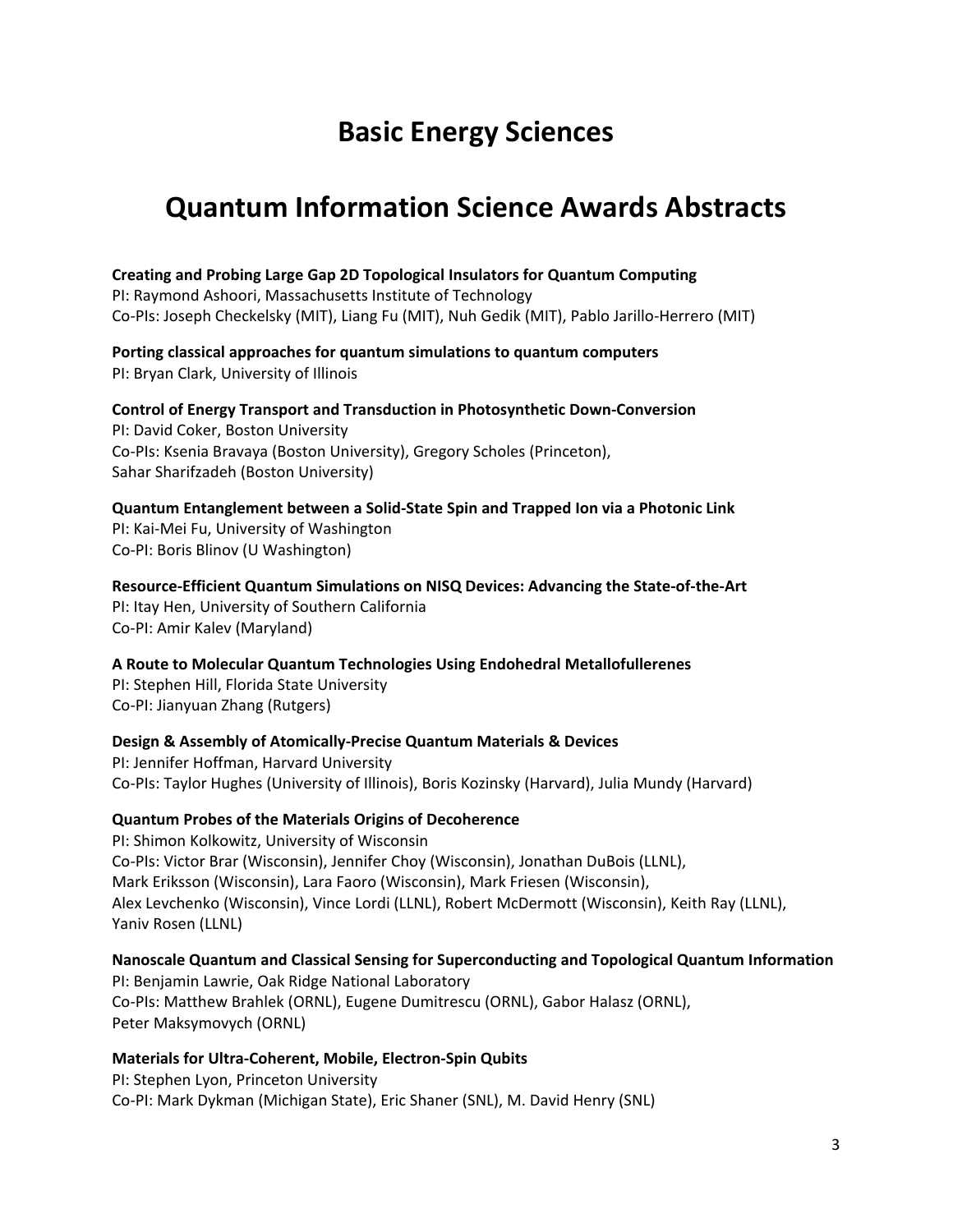# Basic Energy Sciences

# Quantum Information Science Awards Abstracts

**Creating and Probing Large Gap 2D Topological Insulators for Quantum Computing**
PI: Raymond Ashoori, Massachusetts Institute of Technology
Co-PIs: Joseph Checkelsky (MIT), Liang Fu (MIT), Nuh Gedik (MIT), Pablo Jarillo-Herrero (MIT)

**Porting classical approaches for quantum simulations to quantum computers**
PI: Bryan Clark, University of Illinois

**Control of Energy Transport and Transduction in Photosynthetic Down-Conversion**
PI: David Coker, Boston University
Co-PIs: Ksenia Bravaya (Boston University), Gregory Scholes (Princeton), Sahar Sharifzadeh (Boston University)

**Quantum Entanglement between a Solid-State Spin and Trapped Ion via a Photonic Link**
PI: Kai-Mei Fu, University of Washington
Co-PI: Boris Blinov (U Washington)

**Resource-Efficient Quantum Simulations on NISQ Devices: Advancing the State-of-the-Art**
PI: Itay Hen, University of Southern California
Co-PI: Amir Kalev (Maryland)

**A Route to Molecular Quantum Technologies Using Endohedral Metallofullerenes**
PI: Stephen Hill, Florida State University
Co-PI: Jianyuan Zhang (Rutgers)

**Design & Assembly of Atomically-Precise Quantum Materials & Devices**
PI: Jennifer Hoffman, Harvard University
Co-PIs: Taylor Hughes (University of Illinois), Boris Kozinsky (Harvard), Julia Mundy (Harvard)

**Quantum Probes of the Materials Origins of Decoherence**
PI: Shimon Kolkowitz, University of Wisconsin
Co-PIs: Victor Brar (Wisconsin), Jennifer Choy (Wisconsin), Jonathan DuBois (LLNL), Mark Eriksson (Wisconsin), Lara Faoro (Wisconsin), Mark Friesen (Wisconsin), Alex Levchenko (Wisconsin), Vince Lordi (LLNL), Robert McDermott (Wisconsin), Keith Ray (LLNL), Yaniv Rosen (LLNL)

**Nanoscale Quantum and Classical Sensing for Superconducting and Topological Quantum Information**
PI: Benjamin Lawrie, Oak Ridge National Laboratory
Co-PIs: Matthew Brahlek (ORNL), Eugene Dumitrescu (ORNL), Gabor Halasz (ORNL), Peter Maksymovych (ORNL)

**Materials for Ultra-Coherent, Mobile, Electron-Spin Qubits**
PI: Stephen Lyon, Princeton University
Co-PI: Mark Dykman (Michigan State), Eric Shaner (SNL), M. David Henry (SNL)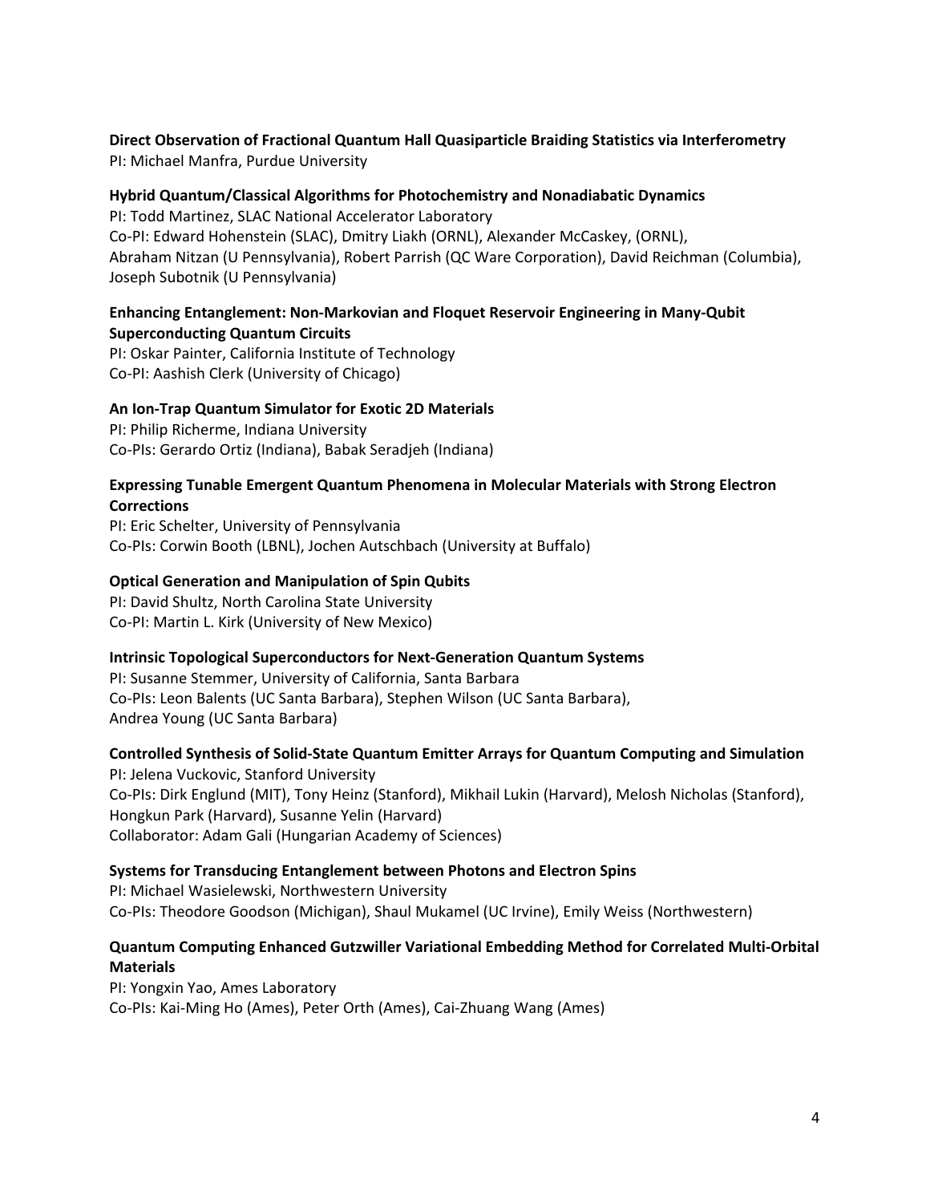**Direct Observation of Fractional Quantum Hall Quasiparticle Braiding Statistics via Interferometry**
PI: Michael Manfra, Purdue University

**Hybrid Quantum/Classical Algorithms for Photochemistry and Nonadiabatic Dynamics**
PI: Todd Martinez, SLAC National Accelerator Laboratory
Co-PI: Edward Hohenstein (SLAC), Dmitry Liakh (ORNL), Alexander McCaskey, (ORNL), Abraham Nitzan (U Pennsylvania), Robert Parrish (QC Ware Corporation), David Reichman (Columbia), Joseph Subotnik (U Pennsylvania)

**Enhancing Entanglement: Non-Markovian and Floquet Reservoir Engineering in Many-Qubit Superconducting Quantum Circuits**
PI: Oskar Painter, California Institute of Technology
Co-PI: Aashish Clerk (University of Chicago)

**An Ion-Trap Quantum Simulator for Exotic 2D Materials**
PI: Philip Richerme, Indiana University
Co-PIs: Gerardo Ortiz (Indiana), Babak Seradjeh (Indiana)

**Expressing Tunable Emergent Quantum Phenomena in Molecular Materials with Strong Electron Corrections**
PI: Eric Schelter, University of Pennsylvania
Co-PIs: Corwin Booth (LBNL), Jochen Autschbach (University at Buffalo)

**Optical Generation and Manipulation of Spin Qubits**
PI: David Shultz, North Carolina State University
Co-PI: Martin L. Kirk (University of New Mexico)

**Intrinsic Topological Superconductors for Next-Generation Quantum Systems**
PI: Susanne Stemmer, University of California, Santa Barbara
Co-PIs: Leon Balents (UC Santa Barbara), Stephen Wilson (UC Santa Barbara), Andrea Young (UC Santa Barbara)

**Controlled Synthesis of Solid-State Quantum Emitter Arrays for Quantum Computing and Simulation**
PI: Jelena Vuckovic, Stanford University
Co-PIs: Dirk Englund (MIT), Tony Heinz (Stanford), Mikhail Lukin (Harvard), Melosh Nicholas (Stanford), Hongkun Park (Harvard), Susanne Yelin (Harvard)
Collaborator: Adam Gali (Hungarian Academy of Sciences)

**Systems for Transducing Entanglement between Photons and Electron Spins**
PI: Michael Wasielewski, Northwestern University
Co-PIs: Theodore Goodson (Michigan), Shaul Mukamel (UC Irvine), Emily Weiss (Northwestern)

**Quantum Computing Enhanced Gutzwiller Variational Embedding Method for Correlated Multi-Orbital Materials**
PI: Yongxin Yao, Ames Laboratory
Co-PIs: Kai-Ming Ho (Ames), Peter Orth (Ames), Cai-Zhuang Wang (Ames)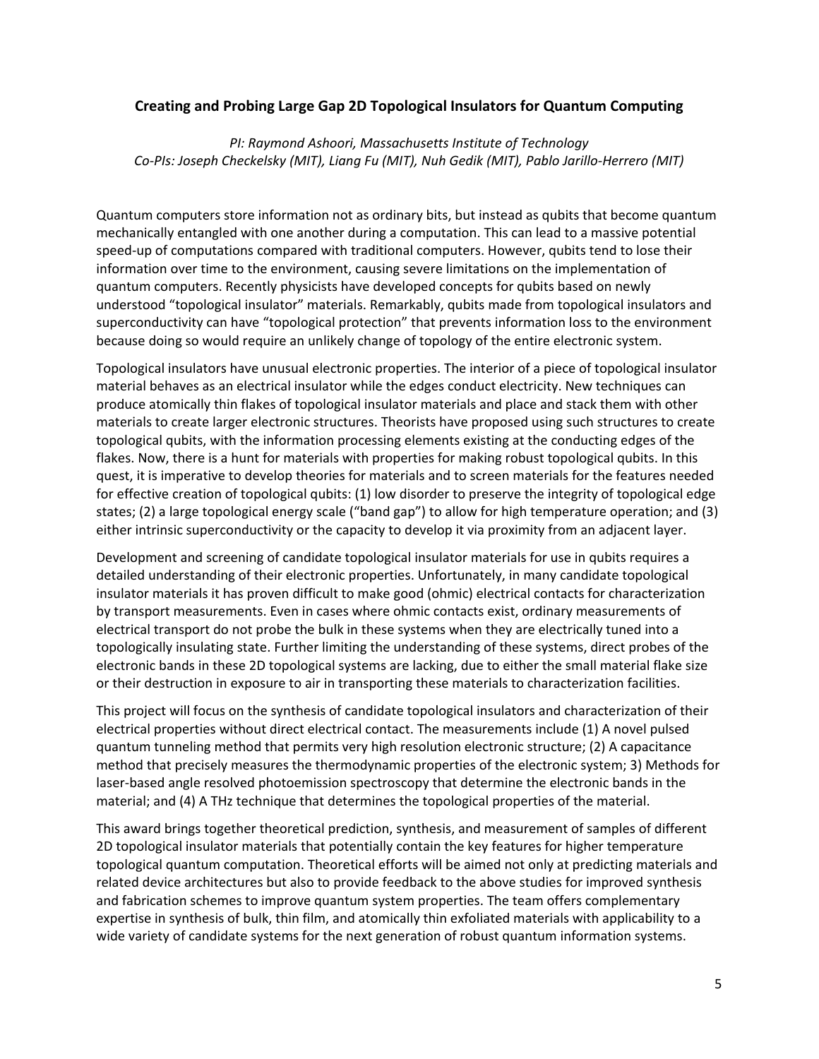## Creating and Probing Large Gap 2D Topological Insulators for Quantum Computing

*PI: Raymond Ashoori, Massachusetts Institute of Technology*
*Co-PIs: Joseph Checkelsky (MIT), Liang Fu (MIT), Nuh Gedik (MIT), Pablo Jarillo-Herrero (MIT)*

Quantum computers store information not as ordinary bits, but instead as qubits that become quantum mechanically entangled with one another during a computation. This can lead to a massive potential speed-up of computations compared with traditional computers. However, qubits tend to lose their information over time to the environment, causing severe limitations on the implementation of quantum computers. Recently physicists have developed concepts for qubits based on newly understood "topological insulator" materials. Remarkably, qubits made from topological insulators and superconductivity can have "topological protection" that prevents information loss to the environment because doing so would require an unlikely change of topology of the entire electronic system.

Topological insulators have unusual electronic properties. The interior of a piece of topological insulator material behaves as an electrical insulator while the edges conduct electricity. New techniques can produce atomically thin flakes of topological insulator materials and place and stack them with other materials to create larger electronic structures. Theorists have proposed using such structures to create topological qubits, with the information processing elements existing at the conducting edges of the flakes. Now, there is a hunt for materials with properties for making robust topological qubits. In this quest, it is imperative to develop theories for materials and to screen materials for the features needed for effective creation of topological qubits: (1) low disorder to preserve the integrity of topological edge states; (2) a large topological energy scale ("band gap") to allow for high temperature operation; and (3) either intrinsic superconductivity or the capacity to develop it via proximity from an adjacent layer.

Development and screening of candidate topological insulator materials for use in qubits requires a detailed understanding of their electronic properties. Unfortunately, in many candidate topological insulator materials it has proven difficult to make good (ohmic) electrical contacts for characterization by transport measurements. Even in cases where ohmic contacts exist, ordinary measurements of electrical transport do not probe the bulk in these systems when they are electrically tuned into a topologically insulating state. Further limiting the understanding of these systems, direct probes of the electronic bands in these 2D topological systems are lacking, due to either the small material flake size or their destruction in exposure to air in transporting these materials to characterization facilities.

This project will focus on the synthesis of candidate topological insulators and characterization of their electrical properties without direct electrical contact. The measurements include (1) A novel pulsed quantum tunneling method that permits very high resolution electronic structure; (2) A capacitance method that precisely measures the thermodynamic properties of the electronic system; 3) Methods for laser-based angle resolved photoemission spectroscopy that determine the electronic bands in the material; and (4) A THz technique that determines the topological properties of the material.

This award brings together theoretical prediction, synthesis, and measurement of samples of different 2D topological insulator materials that potentially contain the key features for higher temperature topological quantum computation. Theoretical efforts will be aimed not only at predicting materials and related device architectures but also to provide feedback to the above studies for improved synthesis and fabrication schemes to improve quantum system properties. The team offers complementary expertise in synthesis of bulk, thin film, and atomically thin exfoliated materials with applicability to a wide variety of candidate systems for the next generation of robust quantum information systems.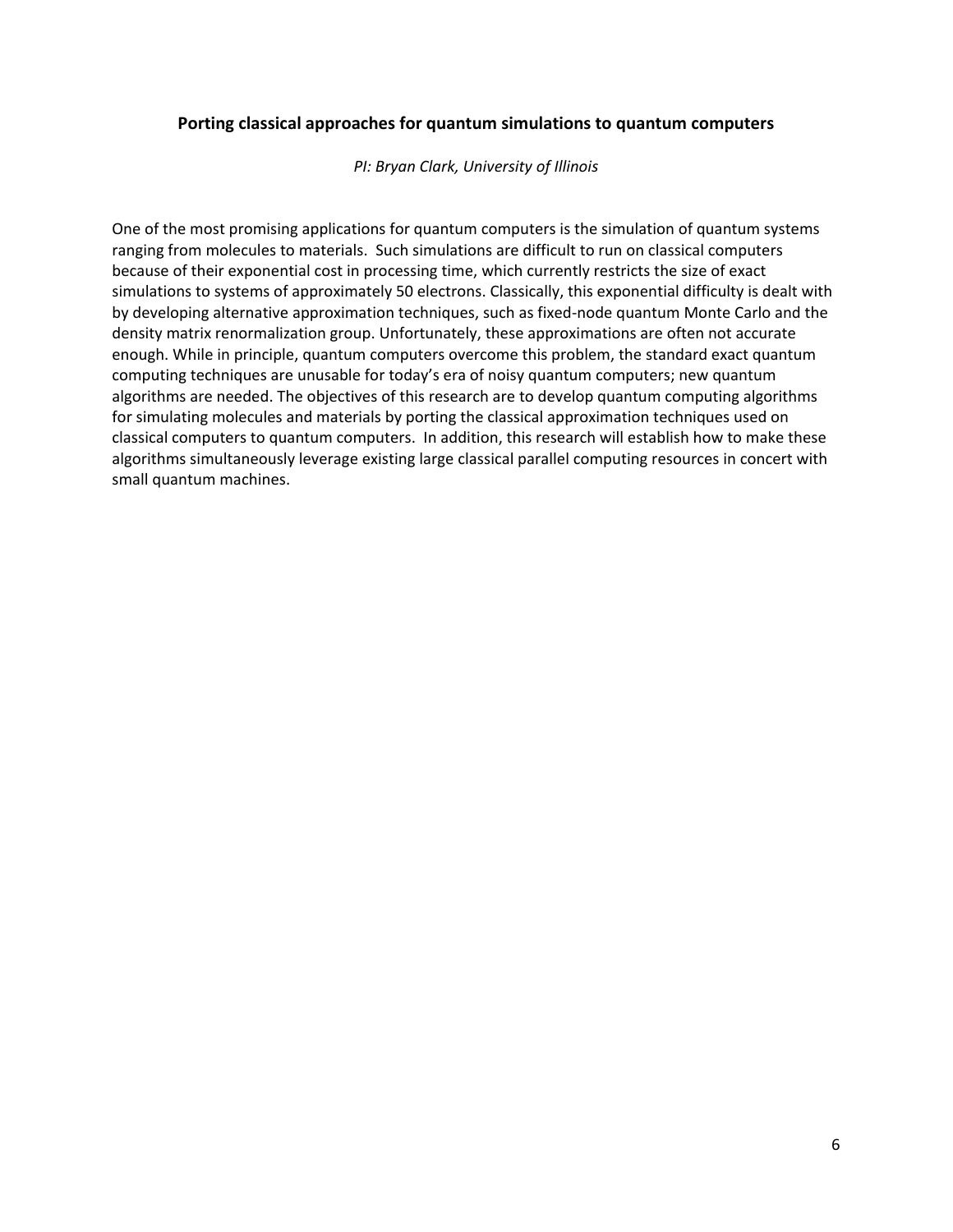### Porting classical approaches for quantum simulations to quantum computers

*PI: Bryan Clark, University of Illinois*

One of the most promising applications for quantum computers is the simulation of quantum systems ranging from molecules to materials. Such simulations are difficult to run on classical computers because of their exponential cost in processing time, which currently restricts the size of exact simulations to systems of approximately 50 electrons. Classically, this exponential difficulty is dealt with by developing alternative approximation techniques, such as fixed-node quantum Monte Carlo and the density matrix renormalization group. Unfortunately, these approximations are often not accurate enough. While in principle, quantum computers overcome this problem, the standard exact quantum computing techniques are unusable for today's era of noisy quantum computers; new quantum algorithms are needed. The objectives of this research are to develop quantum computing algorithms for simulating molecules and materials by porting the classical approximation techniques used on classical computers to quantum computers. In addition, this research will establish how to make these algorithms simultaneously leverage existing large classical parallel computing resources in concert with small quantum machines.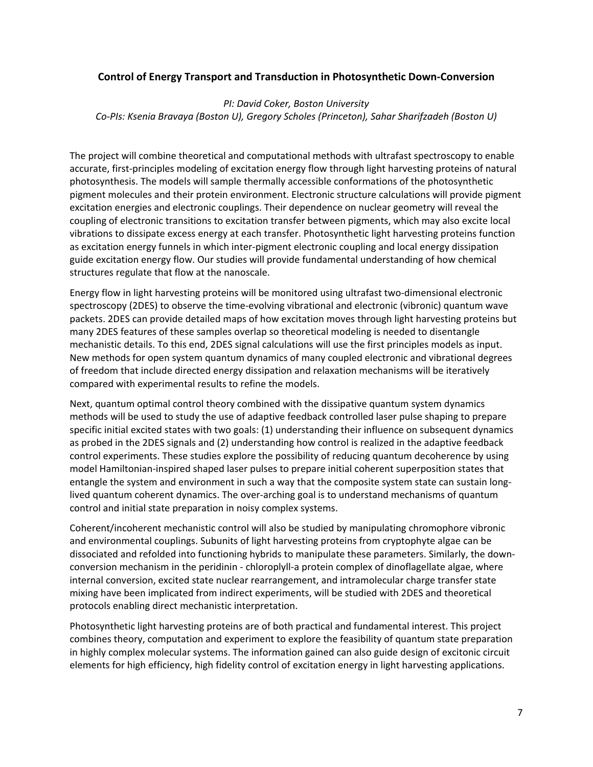## Control of Energy Transport and Transduction in Photosynthetic Down-Conversion

*PI: David Coker, Boston University*
*Co-PIs: Ksenia Bravaya (Boston U), Gregory Scholes (Princeton), Sahar Sharifzadeh (Boston U)*

The project will combine theoretical and computational methods with ultrafast spectroscopy to enable accurate, first-principles modeling of excitation energy flow through light harvesting proteins of natural photosynthesis. The models will sample thermally accessible conformations of the photosynthetic pigment molecules and their protein environment. Electronic structure calculations will provide pigment excitation energies and electronic couplings. Their dependence on nuclear geometry will reveal the coupling of electronic transitions to excitation transfer between pigments, which may also excite local vibrations to dissipate excess energy at each transfer. Photosynthetic light harvesting proteins function as excitation energy funnels in which inter-pigment electronic coupling and local energy dissipation guide excitation energy flow. Our studies will provide fundamental understanding of how chemical structures regulate that flow at the nanoscale.

Energy flow in light harvesting proteins will be monitored using ultrafast two-dimensional electronic spectroscopy (2DES) to observe the time-evolving vibrational and electronic (vibronic) quantum wave packets. 2DES can provide detailed maps of how excitation moves through light harvesting proteins but many 2DES features of these samples overlap so theoretical modeling is needed to disentangle mechanistic details. To this end, 2DES signal calculations will use the first principles models as input. New methods for open system quantum dynamics of many coupled electronic and vibrational degrees of freedom that include directed energy dissipation and relaxation mechanisms will be iteratively compared with experimental results to refine the models.

Next, quantum optimal control theory combined with the dissipative quantum system dynamics methods will be used to study the use of adaptive feedback controlled laser pulse shaping to prepare specific initial excited states with two goals: (1) understanding their influence on subsequent dynamics as probed in the 2DES signals and (2) understanding how control is realized in the adaptive feedback control experiments. These studies explore the possibility of reducing quantum decoherence by using model Hamiltonian-inspired shaped laser pulses to prepare initial coherent superposition states that entangle the system and environment in such a way that the composite system state can sustain long-lived quantum coherent dynamics. The over-arching goal is to understand mechanisms of quantum control and initial state preparation in noisy complex systems.

Coherent/incoherent mechanistic control will also be studied by manipulating chromophore vibronic and environmental couplings. Subunits of light harvesting proteins from cryptophyte algae can be dissociated and refolded into functioning hybrids to manipulate these parameters. Similarly, the down-conversion mechanism in the peridinin - chloroplyll-a protein complex of dinoflagellate algae, where internal conversion, excited state nuclear rearrangement, and intramolecular charge transfer state mixing have been implicated from indirect experiments, will be studied with 2DES and theoretical protocols enabling direct mechanistic interpretation.

Photosynthetic light harvesting proteins are of both practical and fundamental interest. This project combines theory, computation and experiment to explore the feasibility of quantum state preparation in highly complex molecular systems. The information gained can also guide design of excitonic circuit elements for high efficiency, high fidelity control of excitation energy in light harvesting applications.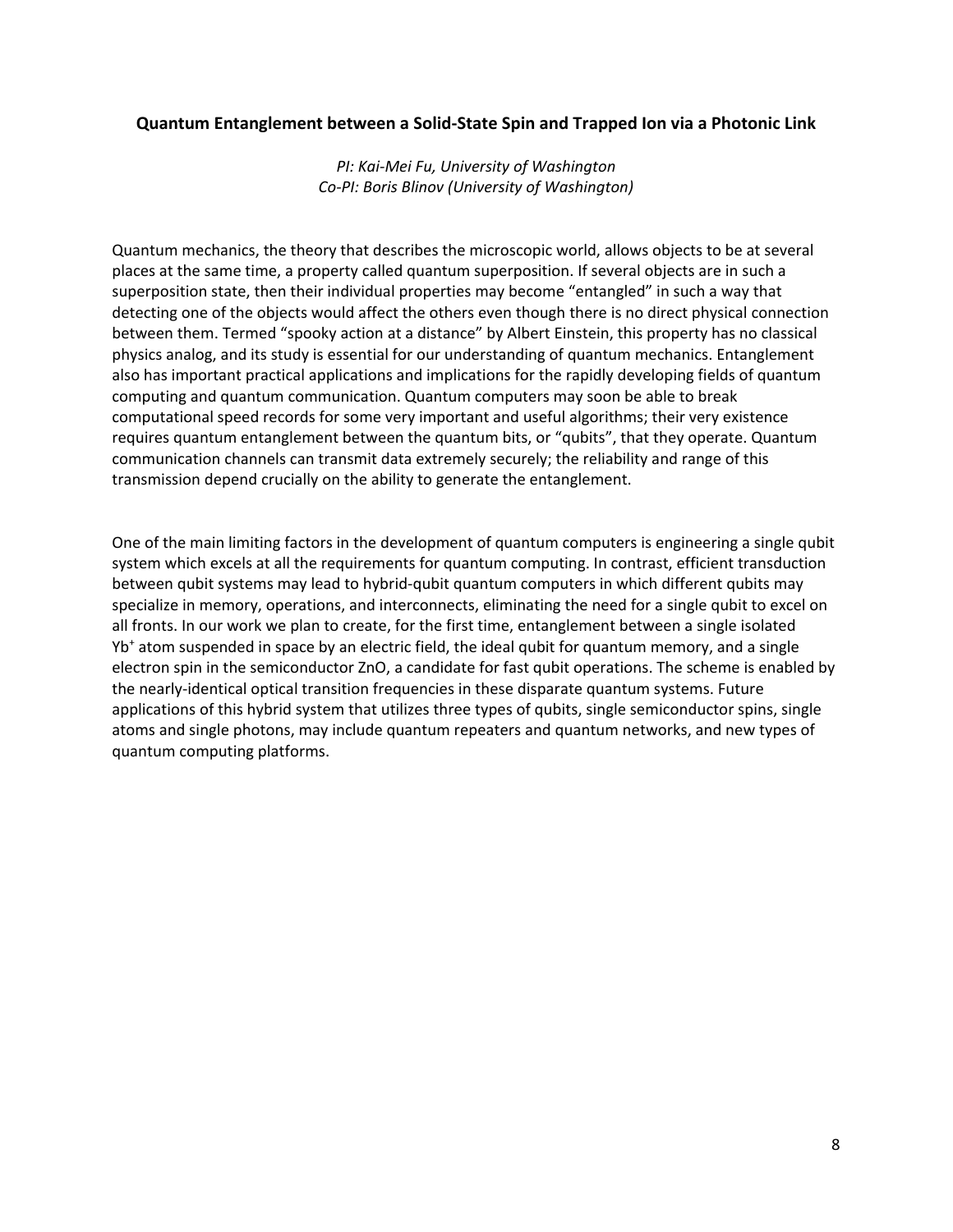**Quantum Entanglement between a Solid-State Spin and Trapped Ion via a Photonic Link**

*PI: Kai-Mei Fu, University of Washington*
*Co-PI: Boris Blinov (University of Washington)*

Quantum mechanics, the theory that describes the microscopic world, allows objects to be at several places at the same time, a property called quantum superposition. If several objects are in such a superposition state, then their individual properties may become "entangled" in such a way that detecting one of the objects would affect the others even though there is no direct physical connection between them. Termed "spooky action at a distance" by Albert Einstein, this property has no classical physics analog, and its study is essential for our understanding of quantum mechanics. Entanglement also has important practical applications and implications for the rapidly developing fields of quantum computing and quantum communication. Quantum computers may soon be able to break computational speed records for some very important and useful algorithms; their very existence requires quantum entanglement between the quantum bits, or "qubits", that they operate. Quantum communication channels can transmit data extremely securely; the reliability and range of this transmission depend crucially on the ability to generate the entanglement.

One of the main limiting factors in the development of quantum computers is engineering a single qubit system which excels at all the requirements for quantum computing. In contrast, efficient transduction between qubit systems may lead to hybrid-qubit quantum computers in which different qubits may specialize in memory, operations, and interconnects, eliminating the need for a single qubit to excel on all fronts. In our work we plan to create, for the first time, entanglement between a single isolated $Yb^+$ atom suspended in space by an electric field, the ideal qubit for quantum memory, and a single electron spin in the semiconductor ZnO, a candidate for fast qubit operations. The scheme is enabled by the nearly-identical optical transition frequencies in these disparate quantum systems. Future applications of this hybrid system that utilizes three types of qubits, single semiconductor spins, single atoms and single photons, may include quantum repeaters and quantum networks, and new types of quantum computing platforms.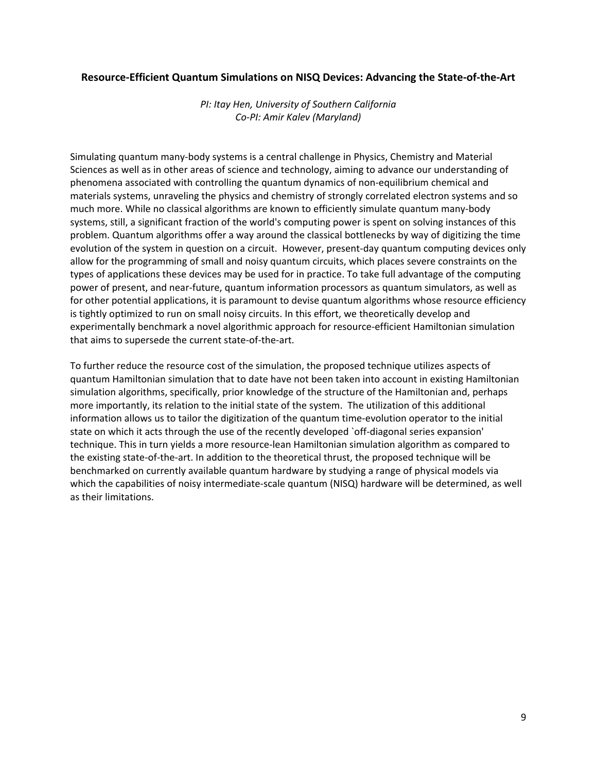**Resource-Efficient Quantum Simulations on NISQ Devices: Advancing the State-of-the-Art**

*PI: Itay Hen, University of Southern California*
*Co-PI: Amir Kalev (Maryland)*

Simulating quantum many-body systems is a central challenge in Physics, Chemistry and Material Sciences as well as in other areas of science and technology, aiming to advance our understanding of phenomena associated with controlling the quantum dynamics of non-equilibrium chemical and materials systems, unraveling the physics and chemistry of strongly correlated electron systems and so much more. While no classical algorithms are known to efficiently simulate quantum many-body systems, still, a significant fraction of the world's computing power is spent on solving instances of this problem. Quantum algorithms offer a way around the classical bottlenecks by way of digitizing the time evolution of the system in question on a circuit. However, present-day quantum computing devices only allow for the programming of small and noisy quantum circuits, which places severe constraints on the types of applications these devices may be used for in practice. To take full advantage of the computing power of present, and near-future, quantum information processors as quantum simulators, as well as for other potential applications, it is paramount to devise quantum algorithms whose resource efficiency is tightly optimized to run on small noisy circuits. In this effort, we theoretically develop and experimentally benchmark a novel algorithmic approach for resource-efficient Hamiltonian simulation that aims to supersede the current state-of-the-art.

To further reduce the resource cost of the simulation, the proposed technique utilizes aspects of quantum Hamiltonian simulation that to date have not been taken into account in existing Hamiltonian simulation algorithms, specifically, prior knowledge of the structure of the Hamiltonian and, perhaps more importantly, its relation to the initial state of the system. The utilization of this additional information allows us to tailor the digitization of the quantum time-evolution operator to the initial state on which it acts through the use of the recently developed `off-diagonal series expansion' technique. This in turn yields a more resource-lean Hamiltonian simulation algorithm as compared to the existing state-of-the-art. In addition to the theoretical thrust, the proposed technique will be benchmarked on currently available quantum hardware by studying a range of physical models via which the capabilities of noisy intermediate-scale quantum (NISQ) hardware will be determined, as well as their limitations.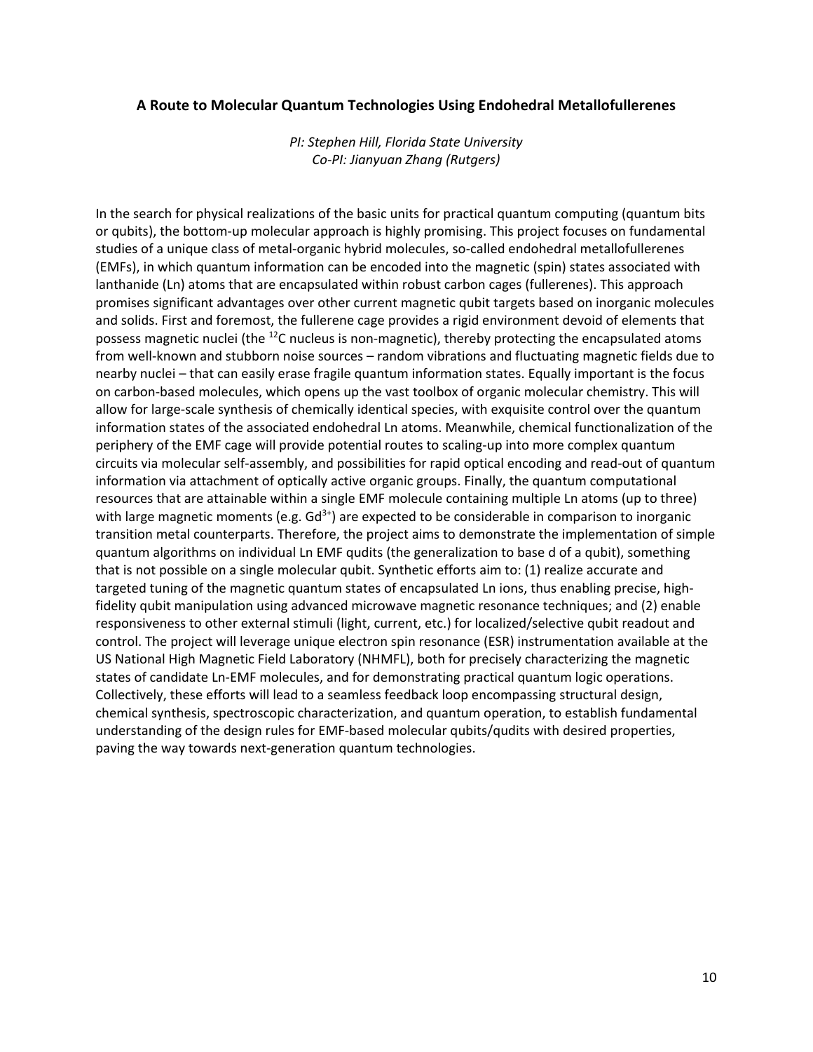### A Route to Molecular Quantum Technologies Using Endohedral Metallofullerenes

*PI: Stephen Hill, Florida State University*
*Co-PI: Jianyuan Zhang (Rutgers)*

In the search for physical realizations of the basic units for practical quantum computing (quantum bits or qubits), the bottom-up molecular approach is highly promising. This project focuses on fundamental studies of a unique class of metal-organic hybrid molecules, so-called endohedral metallofullerenes (EMFs), in which quantum information can be encoded into the magnetic (spin) states associated with lanthanide (Ln) atoms that are encapsulated within robust carbon cages (fullerenes). This approach promises significant advantages over other current magnetic qubit targets based on inorganic molecules and solids. First and foremost, the fullerene cage provides a rigid environment devoid of elements that possess magnetic nuclei (the $^{12}C$ nucleus is non-magnetic), thereby protecting the encapsulated atoms from well-known and stubborn noise sources – random vibrations and fluctuating magnetic fields due to nearby nuclei – that can easily erase fragile quantum information states. Equally important is the focus on carbon-based molecules, which opens up the vast toolbox of organic molecular chemistry. This will allow for large-scale synthesis of chemically identical species, with exquisite control over the quantum information states of the associated endohedral Ln atoms. Meanwhile, chemical functionalization of the periphery of the EMF cage will provide potential routes to scaling-up into more complex quantum circuits via molecular self-assembly, and possibilities for rapid optical encoding and read-out of quantum information via attachment of optically active organic groups. Finally, the quantum computational resources that are attainable within a single EMF molecule containing multiple Ln atoms (up to three) with large magnetic moments (e.g. $Gd^{3+}$) are expected to be considerable in comparison to inorganic transition metal counterparts. Therefore, the project aims to demonstrate the implementation of simple quantum algorithms on individual Ln EMF qudits (the generalization to base d of a qubit), something that is not possible on a single molecular qubit. Synthetic efforts aim to: (1) realize accurate and targeted tuning of the magnetic quantum states of encapsulated Ln ions, thus enabling precise, high-fidelity qubit manipulation using advanced microwave magnetic resonance techniques; and (2) enable responsiveness to other external stimuli (light, current, etc.) for localized/selective qubit readout and control. The project will leverage unique electron spin resonance (ESR) instrumentation available at the US National High Magnetic Field Laboratory (NHMFL), both for precisely characterizing the magnetic states of candidate Ln-EMF molecules, and for demonstrating practical quantum logic operations. Collectively, these efforts will lead to a seamless feedback loop encompassing structural design, chemical synthesis, spectroscopic characterization, and quantum operation, to establish fundamental understanding of the design rules for EMF-based molecular qubits/qudits with desired properties, paving the way towards next-generation quantum technologies.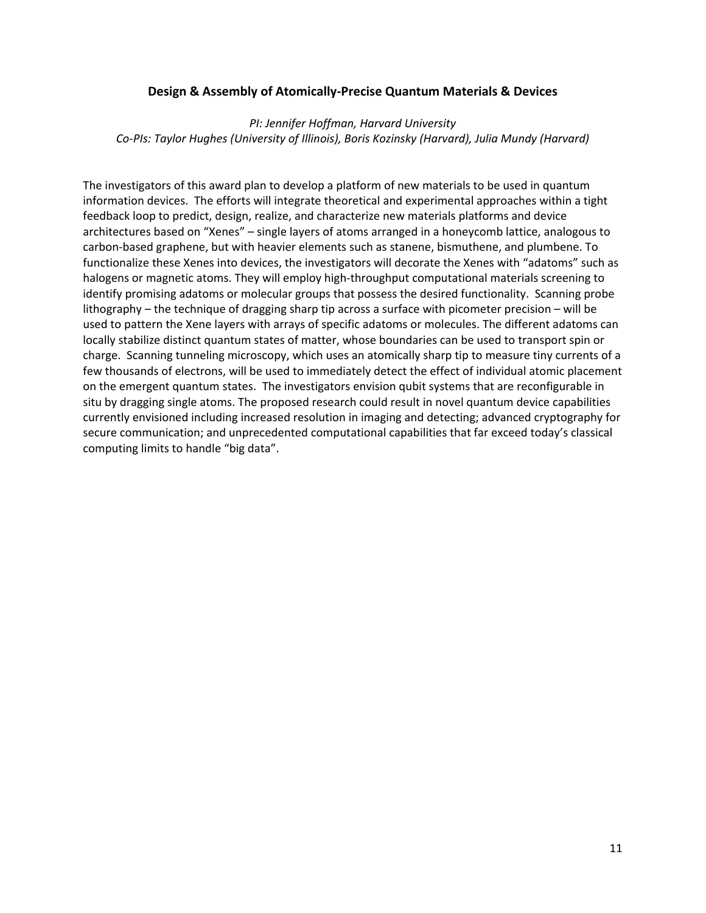## Design & Assembly of Atomically-Precise Quantum Materials & Devices

*PI: Jennifer Hoffman, Harvard University*
*Co-PIs: Taylor Hughes (University of Illinois), Boris Kozinsky (Harvard), Julia Mundy (Harvard)*

The investigators of this award plan to develop a platform of new materials to be used in quantum information devices. The efforts will integrate theoretical and experimental approaches within a tight feedback loop to predict, design, realize, and characterize new materials platforms and device architectures based on "Xenes" – single layers of atoms arranged in a honeycomb lattice, analogous to carbon-based graphene, but with heavier elements such as stanene, bismuthene, and plumbene. To functionalize these Xenes into devices, the investigators will decorate the Xenes with "adatoms" such as halogens or magnetic atoms. They will employ high-throughput computational materials screening to identify promising adatoms or molecular groups that possess the desired functionality. Scanning probe lithography – the technique of dragging sharp tip across a surface with picometer precision – will be used to pattern the Xene layers with arrays of specific adatoms or molecules. The different adatoms can locally stabilize distinct quantum states of matter, whose boundaries can be used to transport spin or charge. Scanning tunneling microscopy, which uses an atomically sharp tip to measure tiny currents of a few thousands of electrons, will be used to immediately detect the effect of individual atomic placement on the emergent quantum states. The investigators envision qubit systems that are reconfigurable in situ by dragging single atoms. The proposed research could result in novel quantum device capabilities currently envisioned including increased resolution in imaging and detecting; advanced cryptography for secure communication; and unprecedented computational capabilities that far exceed today's classical computing limits to handle "big data".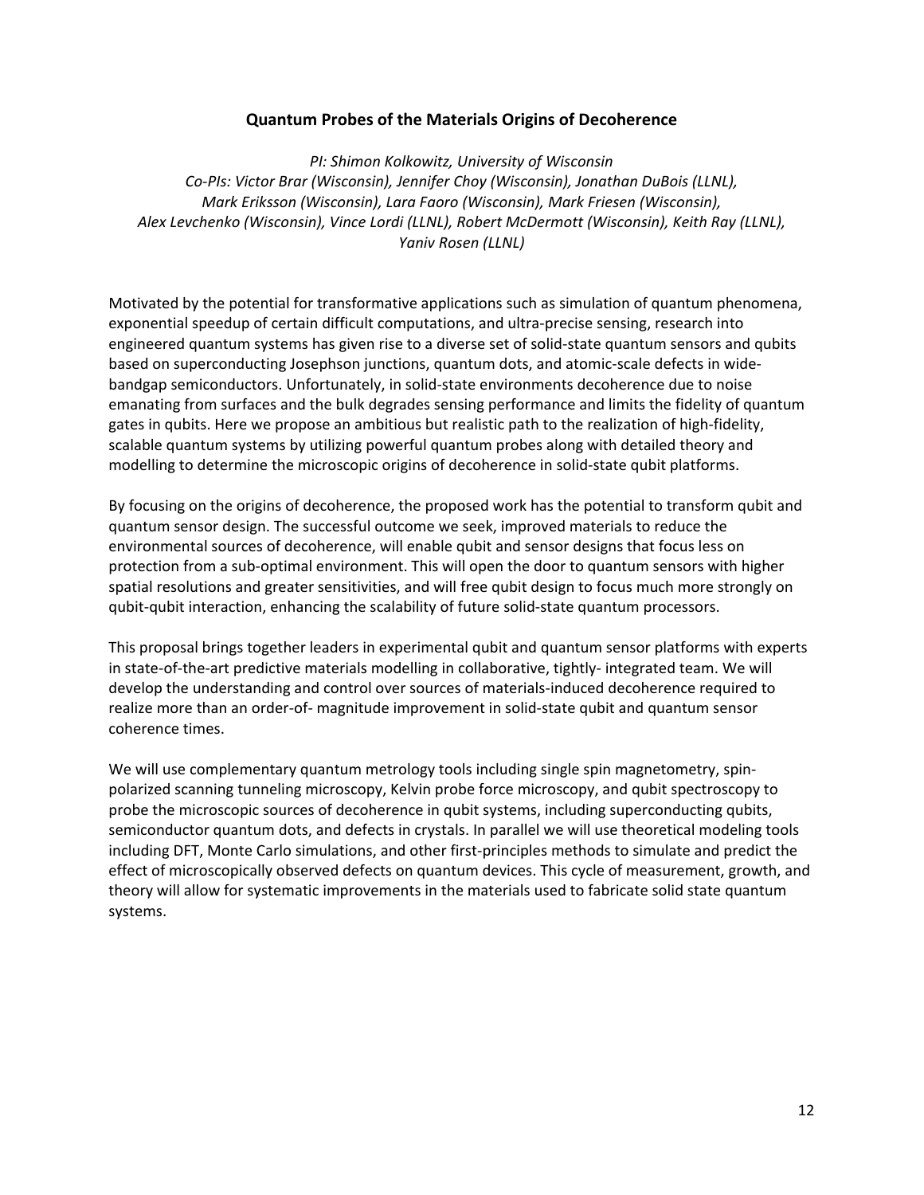### Quantum Probes of the Materials Origins of Decoherence

*PI: Shimon Kolkowitz, University of Wisconsin*
*Co-PIs: Victor Brar (Wisconsin), Jennifer Choy (Wisconsin), Jonathan DuBois (LLNL), Mark Eriksson (Wisconsin), Lara Faoro (Wisconsin), Mark Friesen (Wisconsin), Alex Levchenko (Wisconsin), Vince Lordi (LLNL), Robert McDermott (Wisconsin), Keith Ray (LLNL), Yaniv Rosen (LLNL)*

Motivated by the potential for transformative applications such as simulation of quantum phenomena, exponential speedup of certain difficult computations, and ultra-precise sensing, research into engineered quantum systems has given rise to a diverse set of solid-state quantum sensors and qubits based on superconducting Josephson junctions, quantum dots, and atomic-scale defects in wide-bandgap semiconductors. Unfortunately, in solid-state environments decoherence due to noise emanating from surfaces and the bulk degrades sensing performance and limits the fidelity of quantum gates in qubits. Here we propose an ambitious but realistic path to the realization of high-fidelity, scalable quantum systems by utilizing powerful quantum probes along with detailed theory and modelling to determine the microscopic origins of decoherence in solid-state qubit platforms.

By focusing on the origins of decoherence, the proposed work has the potential to transform qubit and quantum sensor design. The successful outcome we seek, improved materials to reduce the environmental sources of decoherence, will enable qubit and sensor designs that focus less on protection from a sub-optimal environment. This will open the door to quantum sensors with higher spatial resolutions and greater sensitivities, and will free qubit design to focus much more strongly on qubit-qubit interaction, enhancing the scalability of future solid-state quantum processors.

This proposal brings together leaders in experimental qubit and quantum sensor platforms with experts in state-of-the-art predictive materials modelling in collaborative, tightly- integrated team. We will develop the understanding and control over sources of materials-induced decoherence required to realize more than an order-of- magnitude improvement in solid-state qubit and quantum sensor coherence times.

We will use complementary quantum metrology tools including single spin magnetometry, spin-polarized scanning tunneling microscopy, Kelvin probe force microscopy, and qubit spectroscopy to probe the microscopic sources of decoherence in qubit systems, including superconducting qubits, semiconductor quantum dots, and defects in crystals. In parallel we will use theoretical modeling tools including DFT, Monte Carlo simulations, and other first-principles methods to simulate and predict the effect of microscopically observed defects on quantum devices. This cycle of measurement, growth, and theory will allow for systematic improvements in the materials used to fabricate solid state quantum systems.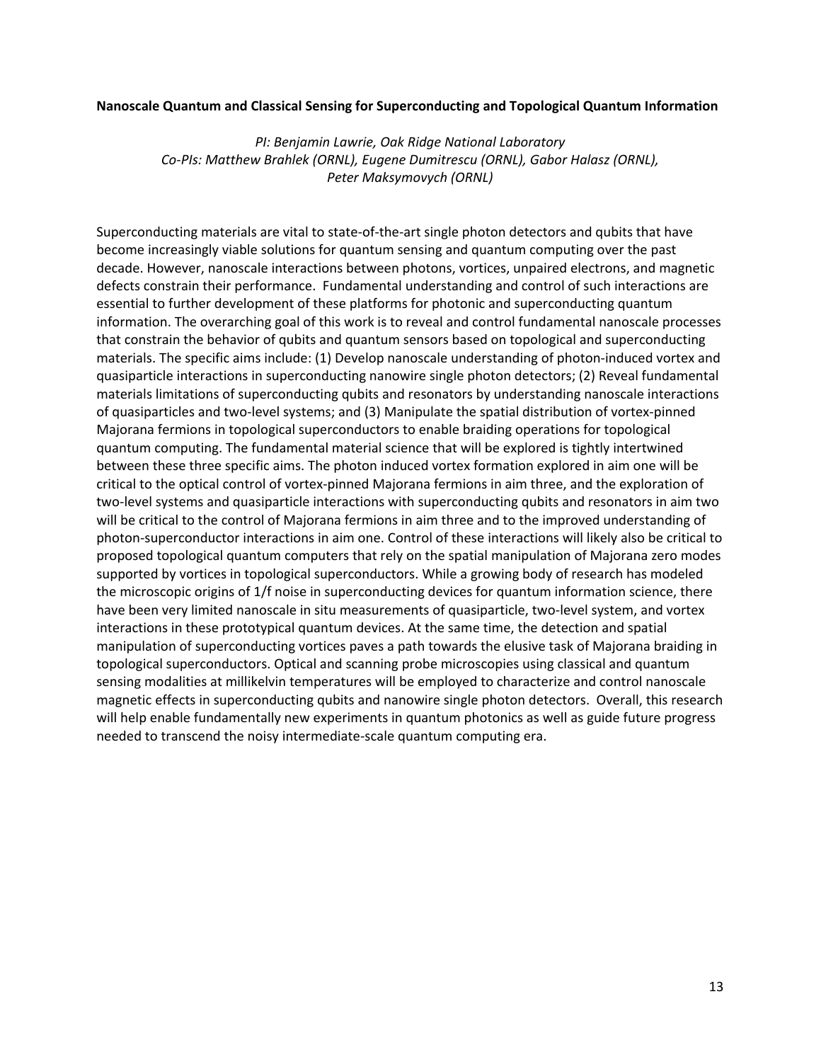**Nanoscale Quantum and Classical Sensing for Superconducting and Topological Quantum Information**

*PI: Benjamin Lawrie, Oak Ridge National Laboratory*
*Co-PIs: Matthew Brahlek (ORNL), Eugene Dumitrescu (ORNL), Gabor Halasz (ORNL), Peter Maksymovych (ORNL)*

Superconducting materials are vital to state-of-the-art single photon detectors and qubits that have become increasingly viable solutions for quantum sensing and quantum computing over the past decade. However, nanoscale interactions between photons, vortices, unpaired electrons, and magnetic defects constrain their performance. Fundamental understanding and control of such interactions are essential to further development of these platforms for photonic and superconducting quantum information. The overarching goal of this work is to reveal and control fundamental nanoscale processes that constrain the behavior of qubits and quantum sensors based on topological and superconducting materials. The specific aims include: (1) Develop nanoscale understanding of photon-induced vortex and quasiparticle interactions in superconducting nanowire single photon detectors; (2) Reveal fundamental materials limitations of superconducting qubits and resonators by understanding nanoscale interactions of quasiparticles and two-level systems; and (3) Manipulate the spatial distribution of vortex-pinned Majorana fermions in topological superconductors to enable braiding operations for topological quantum computing. The fundamental material science that will be explored is tightly intertwined between these three specific aims. The photon induced vortex formation explored in aim one will be critical to the optical control of vortex-pinned Majorana fermions in aim three, and the exploration of two-level systems and quasiparticle interactions with superconducting qubits and resonators in aim two will be critical to the control of Majorana fermions in aim three and to the improved understanding of photon-superconductor interactions in aim one. Control of these interactions will likely also be critical to proposed topological quantum computers that rely on the spatial manipulation of Majorana zero modes supported by vortices in topological superconductors. While a growing body of research has modeled the microscopic origins of 1/f noise in superconducting devices for quantum information science, there have been very limited nanoscale in situ measurements of quasiparticle, two-level system, and vortex interactions in these prototypical quantum devices. At the same time, the detection and spatial manipulation of superconducting vortices paves a path towards the elusive task of Majorana braiding in topological superconductors. Optical and scanning probe microscopies using classical and quantum sensing modalities at millikelvin temperatures will be employed to characterize and control nanoscale magnetic effects in superconducting qubits and nanowire single photon detectors. Overall, this research will help enable fundamentally new experiments in quantum photonics as well as guide future progress needed to transcend the noisy intermediate-scale quantum computing era.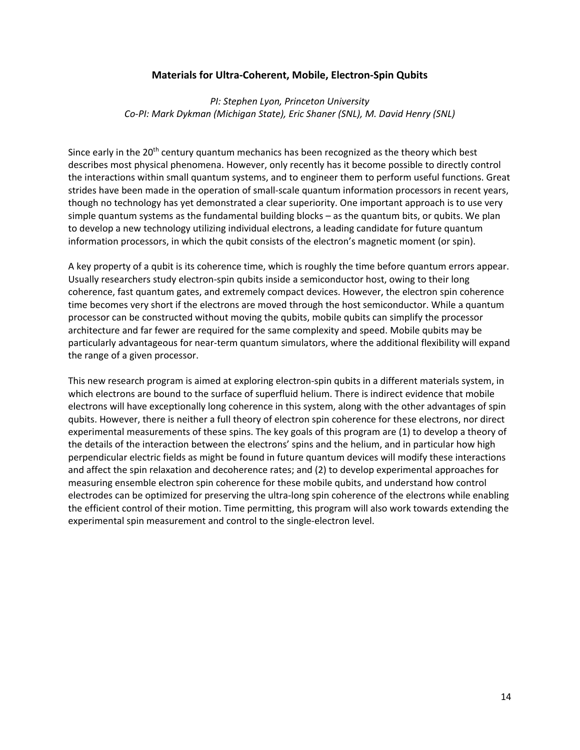## Materials for Ultra-Coherent, Mobile, Electron-Spin Qubits

*PI: Stephen Lyon, Princeton University*
*Co-PI: Mark Dykman (Michigan State), Eric Shaner (SNL), M. David Henry (SNL)*

Since early in the 20$^{th}$ century quantum mechanics has been recognized as the theory which best describes most physical phenomena. However, only recently has it become possible to directly control the interactions within small quantum systems, and to engineer them to perform useful functions. Great strides have been made in the operation of small-scale quantum information processors in recent years, though no technology has yet demonstrated a clear superiority. One important approach is to use very simple quantum systems as the fundamental building blocks – as the quantum bits, or qubits. We plan to develop a new technology utilizing individual electrons, a leading candidate for future quantum information processors, in which the qubit consists of the electron's magnetic moment (or spin).

A key property of a qubit is its coherence time, which is roughly the time before quantum errors appear. Usually researchers study electron-spin qubits inside a semiconductor host, owing to their long coherence, fast quantum gates, and extremely compact devices. However, the electron spin coherence time becomes very short if the electrons are moved through the host semiconductor. While a quantum processor can be constructed without moving the qubits, mobile qubits can simplify the processor architecture and far fewer are required for the same complexity and speed. Mobile qubits may be particularly advantageous for near-term quantum simulators, where the additional flexibility will expand the range of a given processor.

This new research program is aimed at exploring electron-spin qubits in a different materials system, in which electrons are bound to the surface of superfluid helium. There is indirect evidence that mobile electrons will have exceptionally long coherence in this system, along with the other advantages of spin qubits. However, there is neither a full theory of electron spin coherence for these electrons, nor direct experimental measurements of these spins. The key goals of this program are (1) to develop a theory of the details of the interaction between the electrons' spins and the helium, and in particular how high perpendicular electric fields as might be found in future quantum devices will modify these interactions and affect the spin relaxation and decoherence rates; and (2) to develop experimental approaches for measuring ensemble electron spin coherence for these mobile qubits, and understand how control electrodes can be optimized for preserving the ultra-long spin coherence of the electrons while enabling the efficient control of their motion. Time permitting, this program will also work towards extending the experimental spin measurement and control to the single-electron level.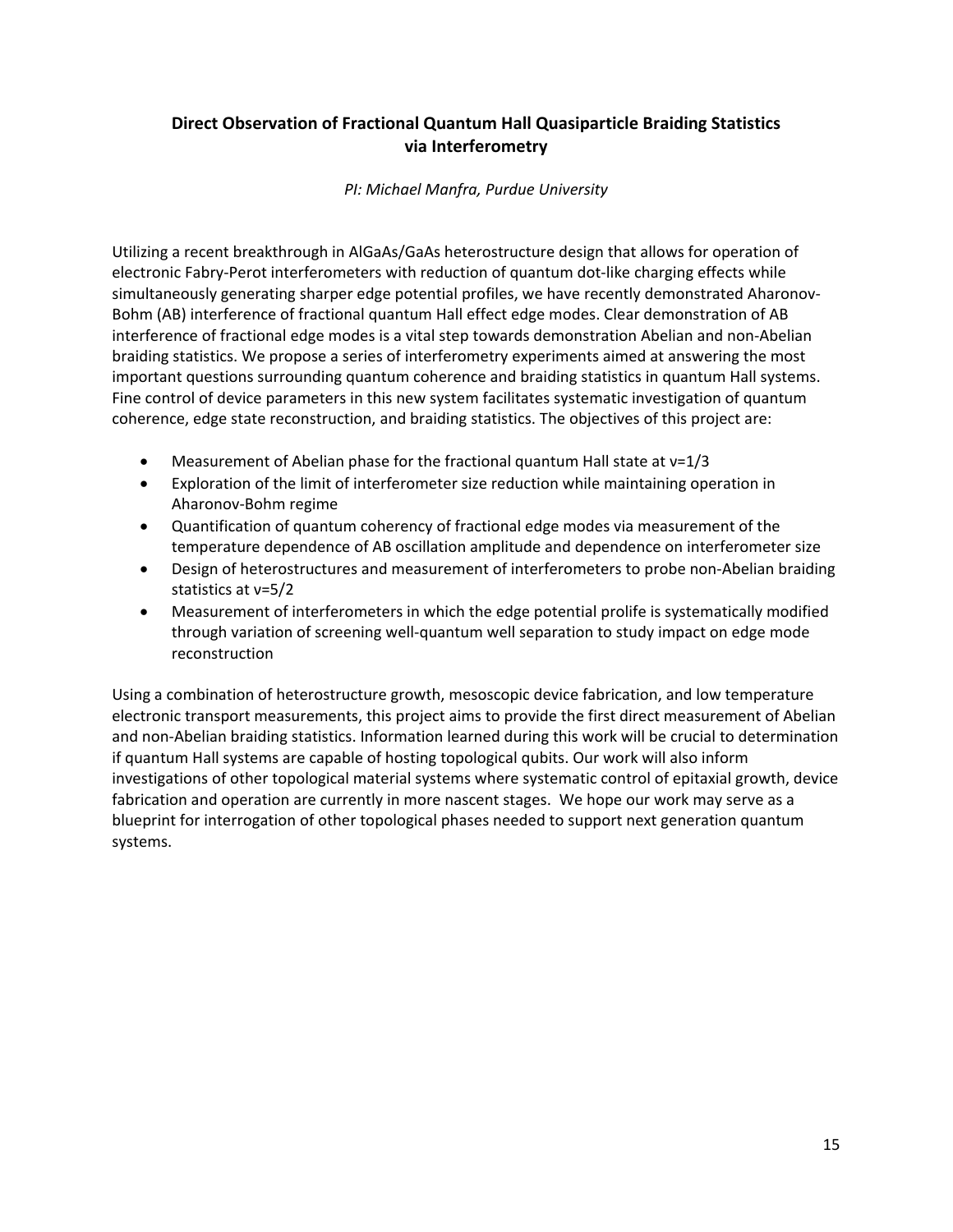## Direct Observation of Fractional Quantum Hall Quasiparticle Braiding Statistics via Interferometry

*PI: Michael Manfra, Purdue University*

Utilizing a recent breakthrough in AlGaAs/GaAs heterostructure design that allows for operation of electronic Fabry-Perot interferometers with reduction of quantum dot-like charging effects while simultaneously generating sharper edge potential profiles, we have recently demonstrated Aharonov-Bohm (AB) interference of fractional quantum Hall effect edge modes. Clear demonstration of AB interference of fractional edge modes is a vital step towards demonstration Abelian and non-Abelian braiding statistics. We propose a series of interferometry experiments aimed at answering the most important questions surrounding quantum coherence and braiding statistics in quantum Hall systems. Fine control of device parameters in this new system facilitates systematic investigation of quantum coherence, edge state reconstruction, and braiding statistics. The objectives of this project are:

- Measurement of Abelian phase for the fractional quantum Hall state at $\nu=1/3$
- Exploration of the limit of interferometer size reduction while maintaining operation in Aharonov-Bohm regime
- Quantification of quantum coherency of fractional edge modes via measurement of the temperature dependence of AB oscillation amplitude and dependence on interferometer size
- Design of heterostructures and measurement of interferometers to probe non-Abelian braiding statistics at $\nu=5/2$
- Measurement of interferometers in which the edge potential prolife is systematically modified through variation of screening well-quantum well separation to study impact on edge mode reconstruction

Using a combination of heterostructure growth, mesoscopic device fabrication, and low temperature electronic transport measurements, this project aims to provide the first direct measurement of Abelian and non-Abelian braiding statistics. Information learned during this work will be crucial to determination if quantum Hall systems are capable of hosting topological qubits. Our work will also inform investigations of other topological material systems where systematic control of epitaxial growth, device fabrication and operation are currently in more nascent stages. We hope our work may serve as a blueprint for interrogation of other topological phases needed to support next generation quantum systems.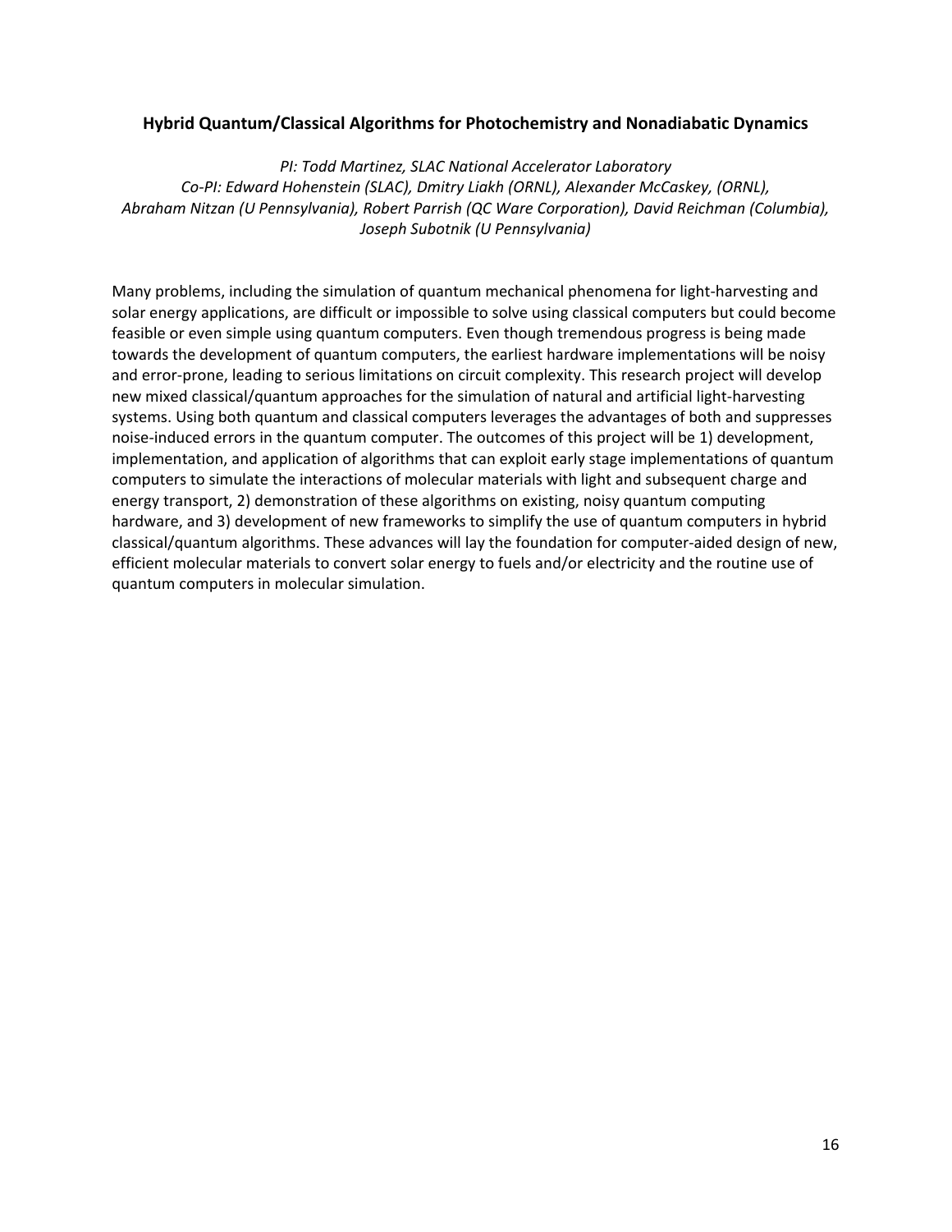**Hybrid Quantum/Classical Algorithms for Photochemistry and Nonadiabatic Dynamics**

*PI: Todd Martinez, SLAC National Accelerator Laboratory*
*Co-PI: Edward Hohenstein (SLAC), Dmitry Liakh (ORNL), Alexander McCaskey, (ORNL), Abraham Nitzan (U Pennsylvania), Robert Parrish (QC Ware Corporation), David Reichman (Columbia), Joseph Subotnik (U Pennsylvania)*

Many problems, including the simulation of quantum mechanical phenomena for light-harvesting and solar energy applications, are difficult or impossible to solve using classical computers but could become feasible or even simple using quantum computers. Even though tremendous progress is being made towards the development of quantum computers, the earliest hardware implementations will be noisy and error-prone, leading to serious limitations on circuit complexity. This research project will develop new mixed classical/quantum approaches for the simulation of natural and artificial light-harvesting systems. Using both quantum and classical computers leverages the advantages of both and suppresses noise-induced errors in the quantum computer. The outcomes of this project will be 1) development, implementation, and application of algorithms that can exploit early stage implementations of quantum computers to simulate the interactions of molecular materials with light and subsequent charge and energy transport, 2) demonstration of these algorithms on existing, noisy quantum computing hardware, and 3) development of new frameworks to simplify the use of quantum computers in hybrid classical/quantum algorithms. These advances will lay the foundation for computer-aided design of new, efficient molecular materials to convert solar energy to fuels and/or electricity and the routine use of quantum computers in molecular simulation.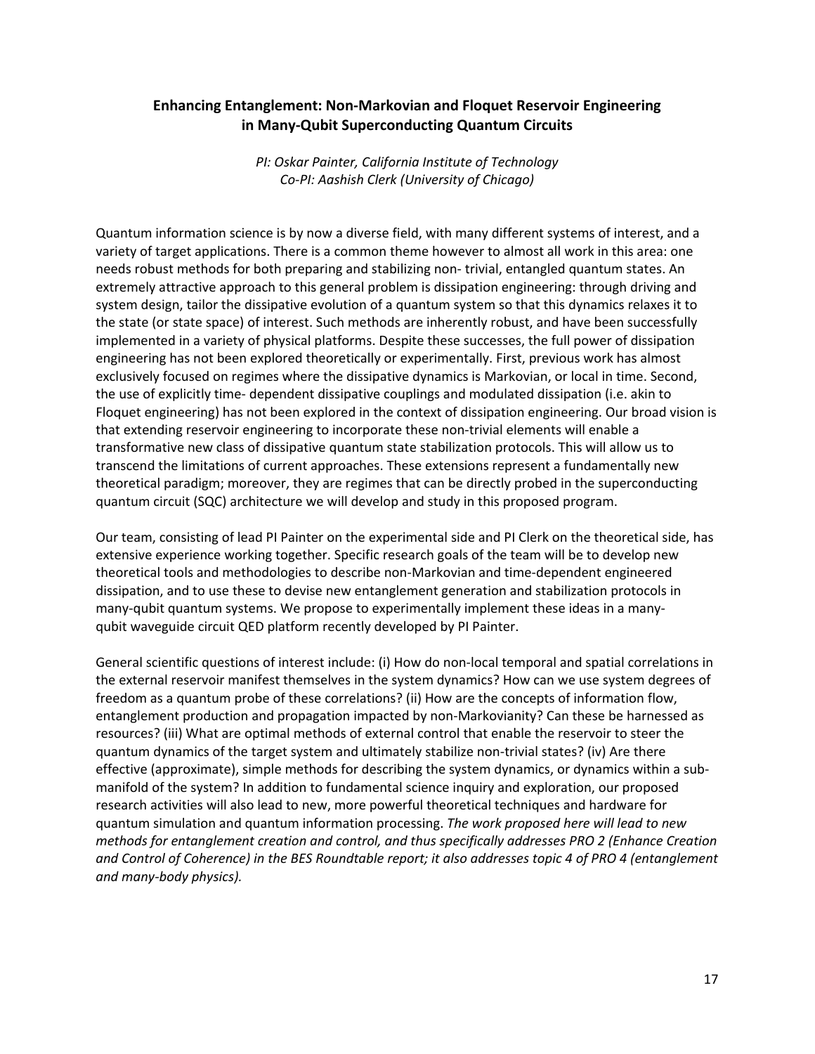## Enhancing Entanglement: Non-Markovian and Floquet Reservoir Engineering in Many-Qubit Superconducting Quantum Circuits

*PI: Oskar Painter, California Institute of Technology*
*Co-PI: Aashish Clerk (University of Chicago)*

Quantum information science is by now a diverse field, with many different systems of interest, and a variety of target applications. There is a common theme however to almost all work in this area: one needs robust methods for both preparing and stabilizing non- trivial, entangled quantum states. An extremely attractive approach to this general problem is dissipation engineering: through driving and system design, tailor the dissipative evolution of a quantum system so that this dynamics relaxes it to the state (or state space) of interest. Such methods are inherently robust, and have been successfully implemented in a variety of physical platforms. Despite these successes, the full power of dissipation engineering has not been explored theoretically or experimentally. First, previous work has almost exclusively focused on regimes where the dissipative dynamics is Markovian, or local in time. Second, the use of explicitly time- dependent dissipative couplings and modulated dissipation (i.e. akin to Floquet engineering) has not been explored in the context of dissipation engineering. Our broad vision is that extending reservoir engineering to incorporate these non-trivial elements will enable a transformative new class of dissipative quantum state stabilization protocols. This will allow us to transcend the limitations of current approaches. These extensions represent a fundamentally new theoretical paradigm; moreover, they are regimes that can be directly probed in the superconducting quantum circuit (SQC) architecture we will develop and study in this proposed program.

Our team, consisting of lead PI Painter on the experimental side and PI Clerk on the theoretical side, has extensive experience working together. Specific research goals of the team will be to develop new theoretical tools and methodologies to describe non-Markovian and time-dependent engineered dissipation, and to use these to devise new entanglement generation and stabilization protocols in many-qubit quantum systems. We propose to experimentally implement these ideas in a many-qubit waveguide circuit QED platform recently developed by PI Painter.

General scientific questions of interest include: (i) How do non-local temporal and spatial correlations in the external reservoir manifest themselves in the system dynamics? How can we use system degrees of freedom as a quantum probe of these correlations? (ii) How are the concepts of information flow, entanglement production and propagation impacted by non-Markovianity? Can these be harnessed as resources? (iii) What are optimal methods of external control that enable the reservoir to steer the quantum dynamics of the target system and ultimately stabilize non-trivial states? (iv) Are there effective (approximate), simple methods for describing the system dynamics, or dynamics within a sub-manifold of the system? In addition to fundamental science inquiry and exploration, our proposed research activities will also lead to new, more powerful theoretical techniques and hardware for quantum simulation and quantum information processing. *The work proposed here will lead to new methods for entanglement creation and control, and thus specifically addresses PRO 2 (Enhance Creation and Control of Coherence) in the BES Roundtable report; it also addresses topic 4 of PRO 4 (entanglement and many-body physics).*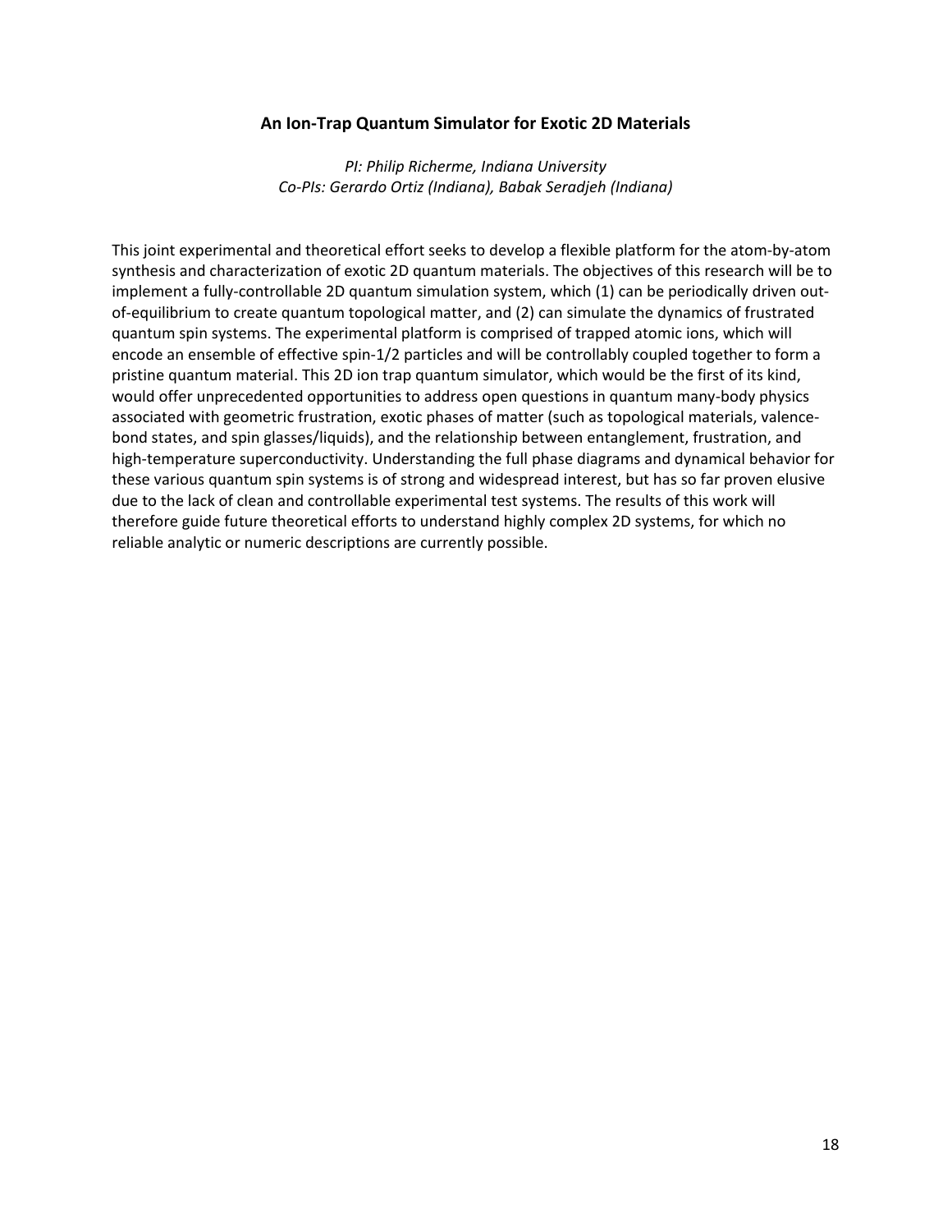### An Ion-Trap Quantum Simulator for Exotic 2D Materials

*PI: Philip Richerme, Indiana University*
*Co-PIs: Gerardo Ortiz (Indiana), Babak Seradjeh (Indiana)*

This joint experimental and theoretical effort seeks to develop a flexible platform for the atom-by-atom synthesis and characterization of exotic 2D quantum materials. The objectives of this research will be to implement a fully-controllable 2D quantum simulation system, which (1) can be periodically driven out-of-equilibrium to create quantum topological matter, and (2) can simulate the dynamics of frustrated quantum spin systems. The experimental platform is comprised of trapped atomic ions, which will encode an ensemble of effective spin-1/2 particles and will be controllably coupled together to form a pristine quantum material. This 2D ion trap quantum simulator, which would be the first of its kind, would offer unprecedented opportunities to address open questions in quantum many-body physics associated with geometric frustration, exotic phases of matter (such as topological materials, valence-bond states, and spin glasses/liquids), and the relationship between entanglement, frustration, and high-temperature superconductivity. Understanding the full phase diagrams and dynamical behavior for these various quantum spin systems is of strong and widespread interest, but has so far proven elusive due to the lack of clean and controllable experimental test systems. The results of this work will therefore guide future theoretical efforts to understand highly complex 2D systems, for which no reliable analytic or numeric descriptions are currently possible.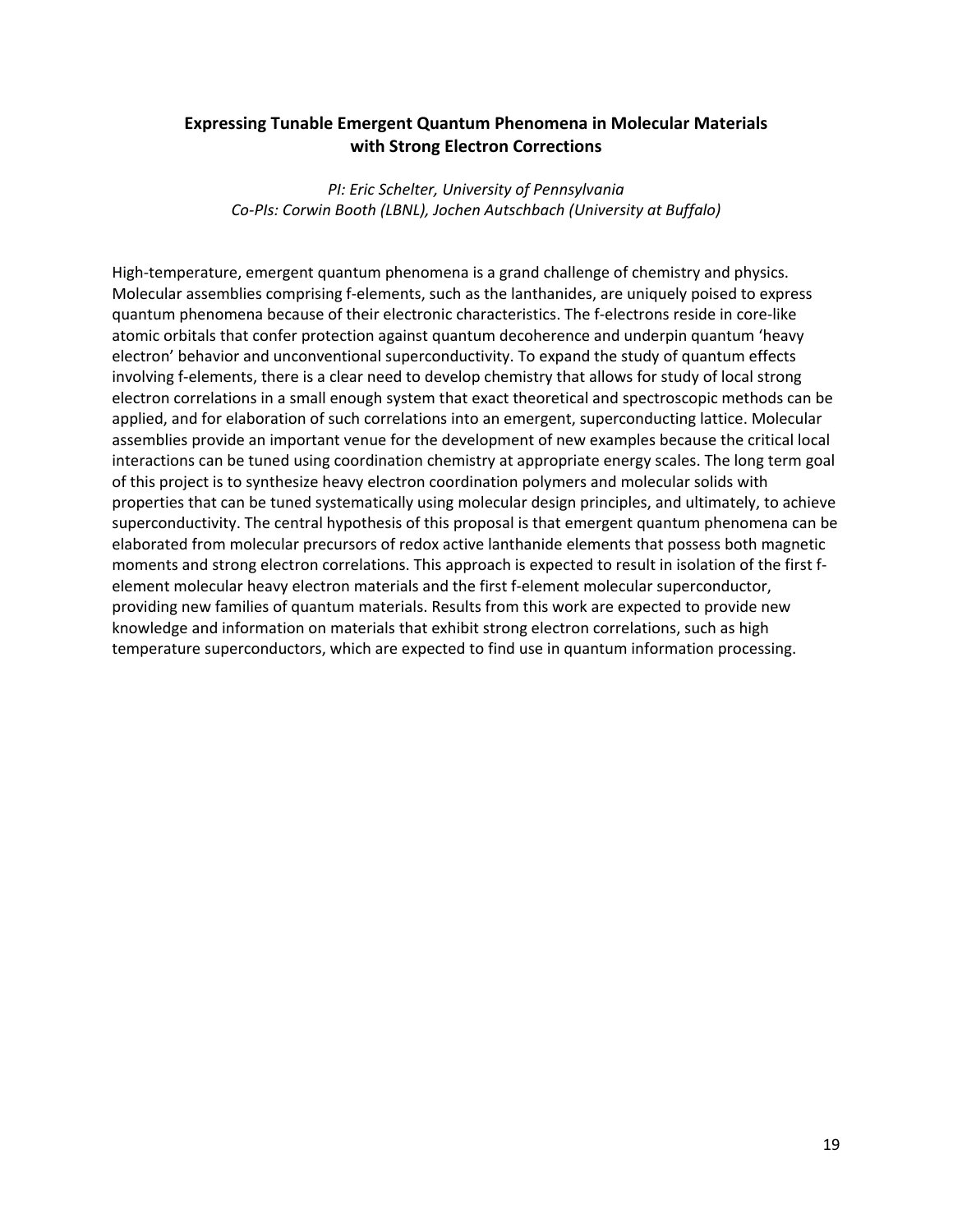### Expressing Tunable Emergent Quantum Phenomena in Molecular Materials with Strong Electron Corrections

*PI: Eric Schelter, University of Pennsylvania*
*Co-PIs: Corwin Booth (LBNL), Jochen Autschbach (University at Buffalo)*

High-temperature, emergent quantum phenomena is a grand challenge of chemistry and physics. Molecular assemblies comprising f-elements, such as the lanthanides, are uniquely poised to express quantum phenomena because of their electronic characteristics. The f-electrons reside in core-like atomic orbitals that confer protection against quantum decoherence and underpin quantum 'heavy electron' behavior and unconventional superconductivity. To expand the study of quantum effects involving f-elements, there is a clear need to develop chemistry that allows for study of local strong electron correlations in a small enough system that exact theoretical and spectroscopic methods can be applied, and for elaboration of such correlations into an emergent, superconducting lattice. Molecular assemblies provide an important venue for the development of new examples because the critical local interactions can be tuned using coordination chemistry at appropriate energy scales. The long term goal of this project is to synthesize heavy electron coordination polymers and molecular solids with properties that can be tuned systematically using molecular design principles, and ultimately, to achieve superconductivity. The central hypothesis of this proposal is that emergent quantum phenomena can be elaborated from molecular precursors of redox active lanthanide elements that possess both magnetic moments and strong electron correlations. This approach is expected to result in isolation of the first f-element molecular heavy electron materials and the first f-element molecular superconductor, providing new families of quantum materials. Results from this work are expected to provide new knowledge and information on materials that exhibit strong electron correlations, such as high temperature superconductors, which are expected to find use in quantum information processing.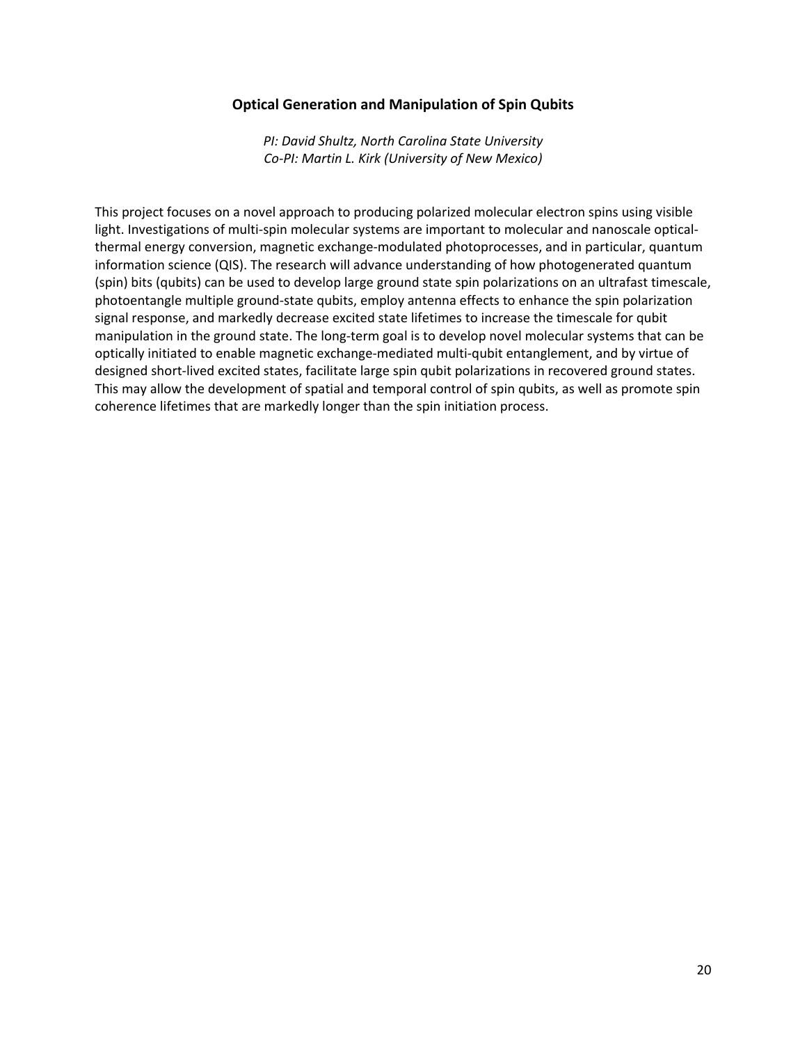### Optical Generation and Manipulation of Spin Qubits

*PI: David Shultz, North Carolina State University*
*Co-PI: Martin L. Kirk (University of New Mexico)*

This project focuses on a novel approach to producing polarized molecular electron spins using visible light. Investigations of multi-spin molecular systems are important to molecular and nanoscale optical-thermal energy conversion, magnetic exchange-modulated photoprocesses, and in particular, quantum information science (QIS). The research will advance understanding of how photogenerated quantum (spin) bits (qubits) can be used to develop large ground state spin polarizations on an ultrafast timescale, photoentangle multiple ground-state qubits, employ antenna effects to enhance the spin polarization signal response, and markedly decrease excited state lifetimes to increase the timescale for qubit manipulation in the ground state. The long-term goal is to develop novel molecular systems that can be optically initiated to enable magnetic exchange-mediated multi-qubit entanglement, and by virtue of designed short-lived excited states, facilitate large spin qubit polarizations in recovered ground states. This may allow the development of spatial and temporal control of spin qubits, as well as promote spin coherence lifetimes that are markedly longer than the spin initiation process.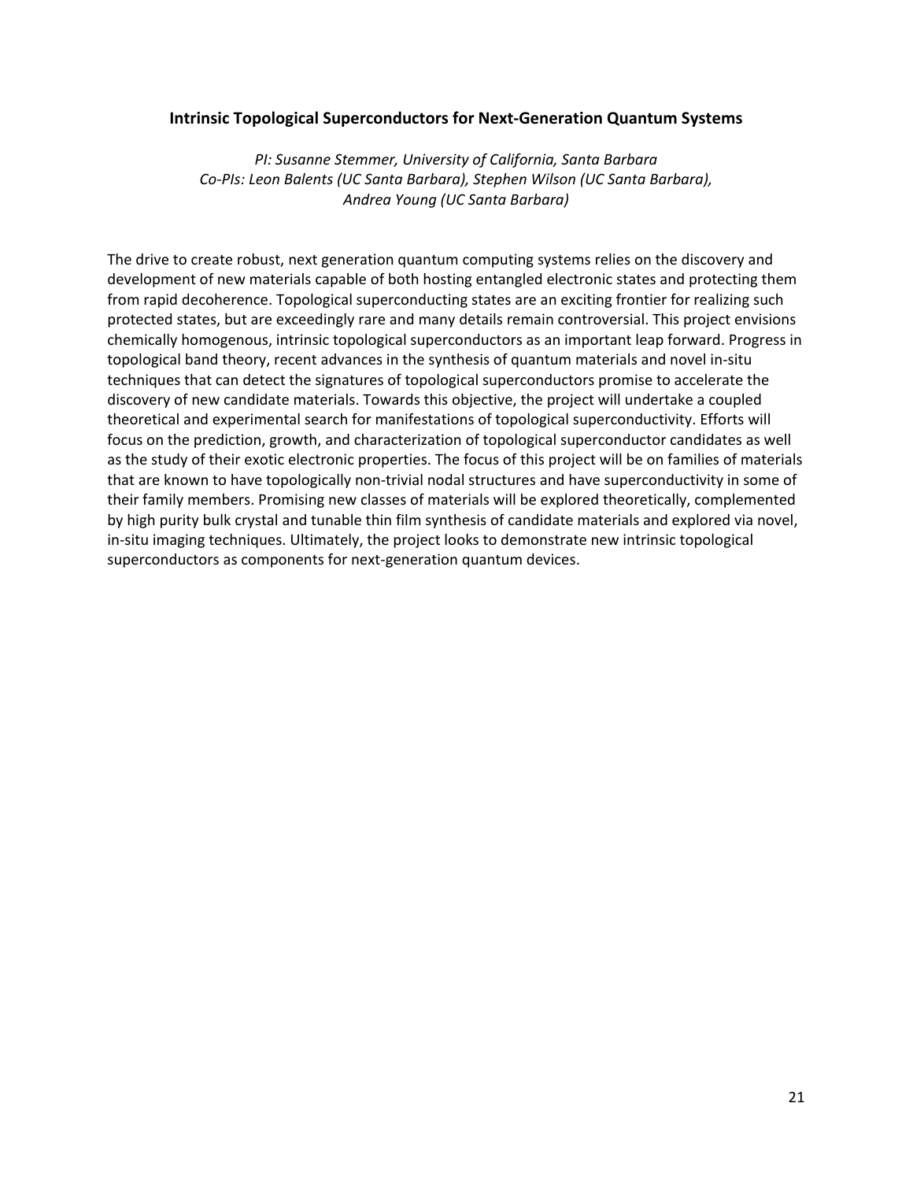### Intrinsic Topological Superconductors for Next-Generation Quantum Systems

*PI: Susanne Stemmer, University of California, Santa Barbara*
*Co-PIs: Leon Balents (UC Santa Barbara), Stephen Wilson (UC Santa Barbara), Andrea Young (UC Santa Barbara)*

The drive to create robust, next generation quantum computing systems relies on the discovery and development of new materials capable of both hosting entangled electronic states and protecting them from rapid decoherence. Topological superconducting states are an exciting frontier for realizing such protected states, but are exceedingly rare and many details remain controversial. This project envisions chemically homogenous, intrinsic topological superconductors as an important leap forward. Progress in topological band theory, recent advances in the synthesis of quantum materials and novel in-situ techniques that can detect the signatures of topological superconductors promise to accelerate the discovery of new candidate materials. Towards this objective, the project will undertake a coupled theoretical and experimental search for manifestations of topological superconductivity. Efforts will focus on the prediction, growth, and characterization of topological superconductor candidates as well as the study of their exotic electronic properties. The focus of this project will be on families of materials that are known to have topologically non-trivial nodal structures and have superconductivity in some of their family members. Promising new classes of materials will be explored theoretically, complemented by high purity bulk crystal and tunable thin film synthesis of candidate materials and explored via novel, in-situ imaging techniques. Ultimately, the project looks to demonstrate new intrinsic topological superconductors as components for next-generation quantum devices.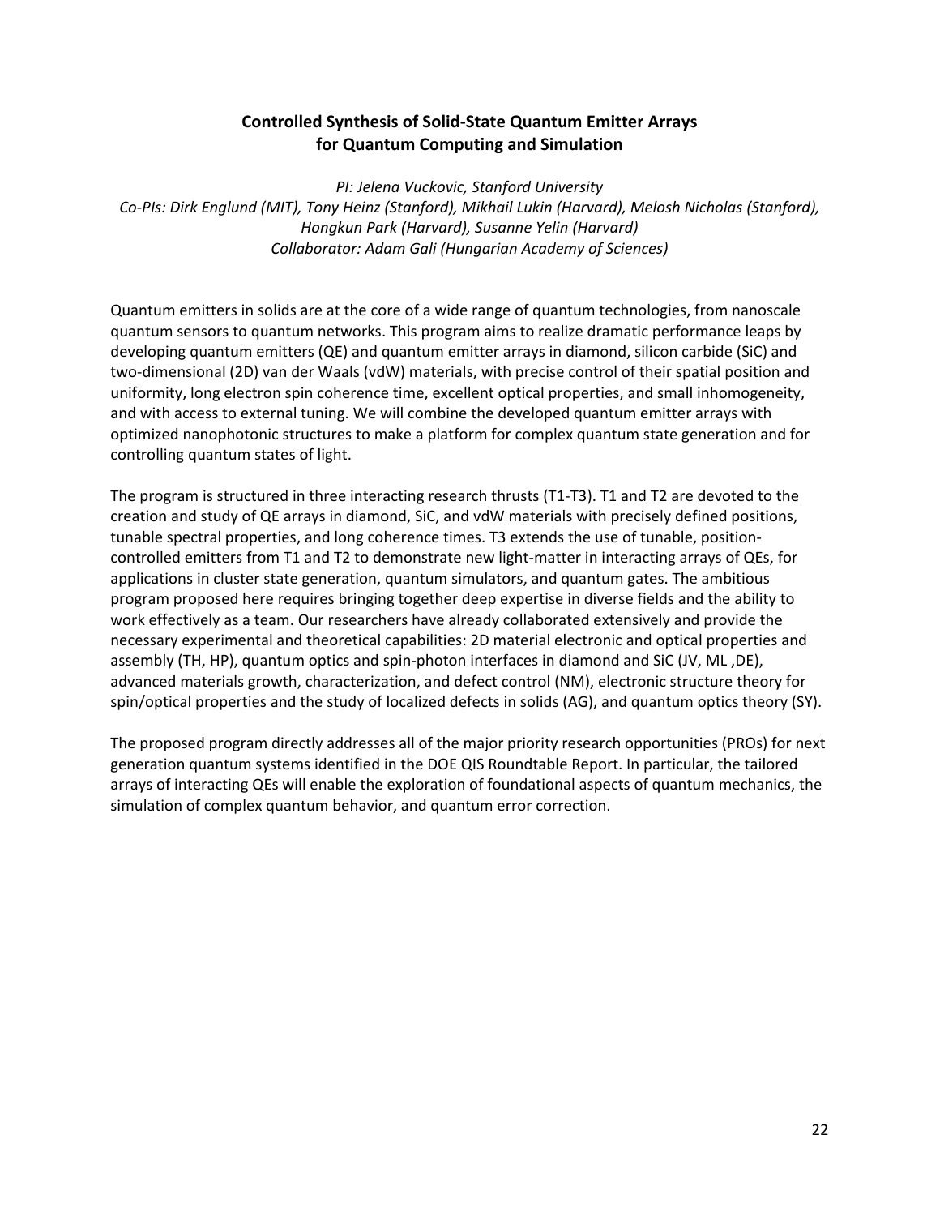# Controlled Synthesis of Solid-State Quantum Emitter Arrays for Quantum Computing and Simulation

*PI: Jelena Vuckovic, Stanford University*
*Co-PIs: Dirk Englund (MIT), Tony Heinz (Stanford), Mikhail Lukin (Harvard), Melosh Nicholas (Stanford), Hongkun Park (Harvard), Susanne Yelin (Harvard)*
*Collaborator: Adam Gali (Hungarian Academy of Sciences)*

Quantum emitters in solids are at the core of a wide range of quantum technologies, from nanoscale quantum sensors to quantum networks. This program aims to realize dramatic performance leaps by developing quantum emitters (QE) and quantum emitter arrays in diamond, silicon carbide (SiC) and two-dimensional (2D) van der Waals (vdW) materials, with precise control of their spatial position and uniformity, long electron spin coherence time, excellent optical properties, and small inhomogeneity, and with access to external tuning. We will combine the developed quantum emitter arrays with optimized nanophotonic structures to make a platform for complex quantum state generation and for controlling quantum states of light.

The program is structured in three interacting research thrusts (T1-T3). T1 and T2 are devoted to the creation and study of QE arrays in diamond, SiC, and vdW materials with precisely defined positions, tunable spectral properties, and long coherence times. T3 extends the use of tunable, position-controlled emitters from T1 and T2 to demonstrate new light-matter in interacting arrays of QEs, for applications in cluster state generation, quantum simulators, and quantum gates. The ambitious program proposed here requires bringing together deep expertise in diverse fields and the ability to work effectively as a team. Our researchers have already collaborated extensively and provide the necessary experimental and theoretical capabilities: 2D material electronic and optical properties and assembly (TH, HP), quantum optics and spin-photon interfaces in diamond and SiC (JV, ML ,DE), advanced materials growth, characterization, and defect control (NM), electronic structure theory for spin/optical properties and the study of localized defects in solids (AG), and quantum optics theory (SY).

The proposed program directly addresses all of the major priority research opportunities (PROs) for next generation quantum systems identified in the DOE QIS Roundtable Report. In particular, the tailored arrays of interacting QEs will enable the exploration of foundational aspects of quantum mechanics, the simulation of complex quantum behavior, and quantum error correction.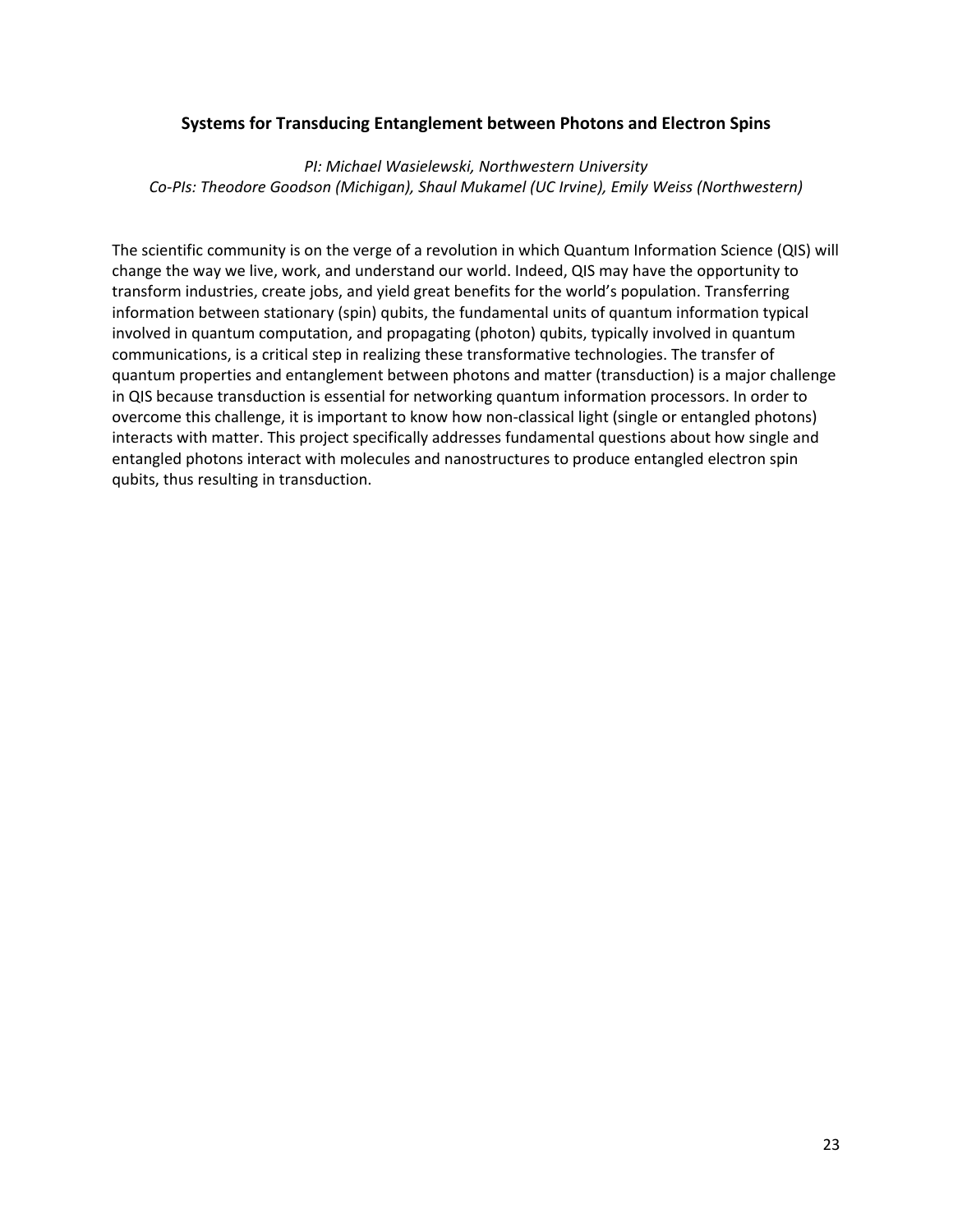### Systems for Transducing Entanglement between Photons and Electron Spins

*PI: Michael Wasielewski, Northwestern University*
*Co-PIs: Theodore Goodson (Michigan), Shaul Mukamel (UC Irvine), Emily Weiss (Northwestern)*

The scientific community is on the verge of a revolution in which Quantum Information Science (QIS) will change the way we live, work, and understand our world. Indeed, QIS may have the opportunity to transform industries, create jobs, and yield great benefits for the world's population. Transferring information between stationary (spin) qubits, the fundamental units of quantum information typical involved in quantum computation, and propagating (photon) qubits, typically involved in quantum communications, is a critical step in realizing these transformative technologies. The transfer of quantum properties and entanglement between photons and matter (transduction) is a major challenge in QIS because transduction is essential for networking quantum information processors. In order to overcome this challenge, it is important to know how non-classical light (single or entangled photons) interacts with matter. This project specifically addresses fundamental questions about how single and entangled photons interact with molecules and nanostructures to produce entangled electron spin qubits, thus resulting in transduction.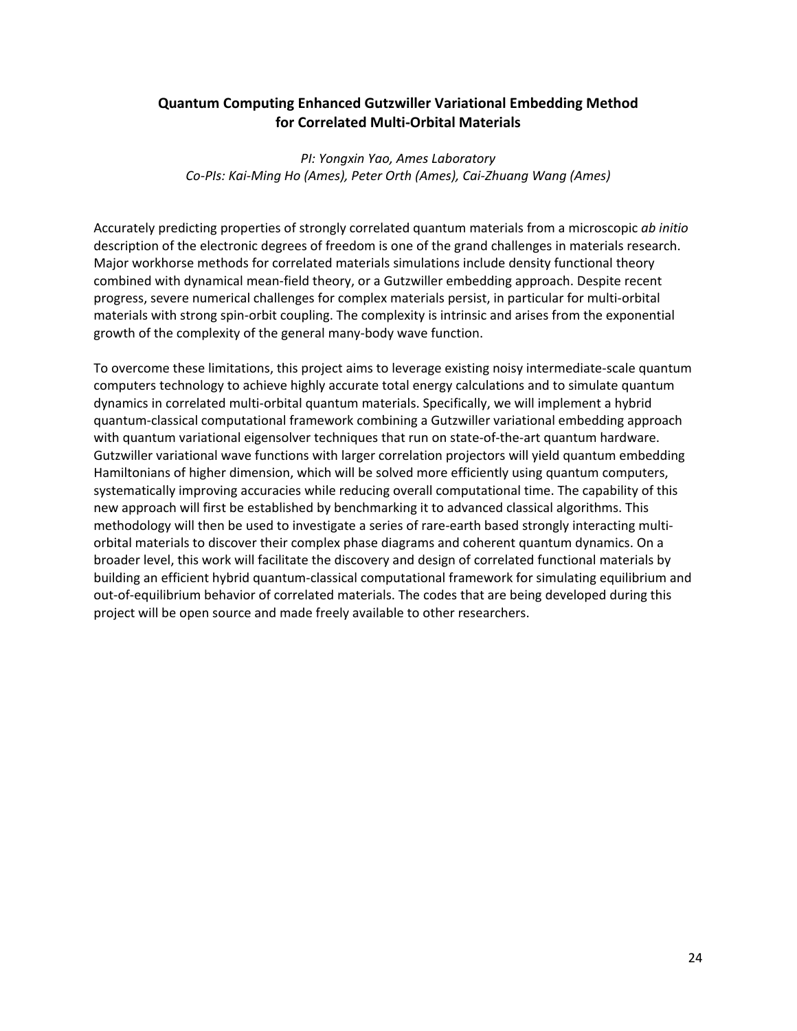## Quantum Computing Enhanced Gutzwiller Variational Embedding Method for Correlated Multi-Orbital Materials

*PI: Yongxin Yao, Ames Laboratory*
*Co-PIs: Kai-Ming Ho (Ames), Peter Orth (Ames), Cai-Zhuang Wang (Ames)*

Accurately predicting properties of strongly correlated quantum materials from a microscopic *ab initio* description of the electronic degrees of freedom is one of the grand challenges in materials research. Major workhorse methods for correlated materials simulations include density functional theory combined with dynamical mean-field theory, or a Gutzwiller embedding approach. Despite recent progress, severe numerical challenges for complex materials persist, in particular for multi-orbital materials with strong spin-orbit coupling. The complexity is intrinsic and arises from the exponential growth of the complexity of the general many-body wave function.

To overcome these limitations, this project aims to leverage existing noisy intermediate-scale quantum computers technology to achieve highly accurate total energy calculations and to simulate quantum dynamics in correlated multi-orbital quantum materials. Specifically, we will implement a hybrid quantum-classical computational framework combining a Gutzwiller variational embedding approach with quantum variational eigensolver techniques that run on state-of-the-art quantum hardware. Gutzwiller variational wave functions with larger correlation projectors will yield quantum embedding Hamiltonians of higher dimension, which will be solved more efficiently using quantum computers, systematically improving accuracies while reducing overall computational time. The capability of this new approach will first be established by benchmarking it to advanced classical algorithms. This methodology will then be used to investigate a series of rare-earth based strongly interacting multi-orbital materials to discover their complex phase diagrams and coherent quantum dynamics. On a broader level, this work will facilitate the discovery and design of correlated functional materials by building an efficient hybrid quantum-classical computational framework for simulating equilibrium and out-of-equilibrium behavior of correlated materials. The codes that are being developed during this project will be open source and made freely available to other researchers.